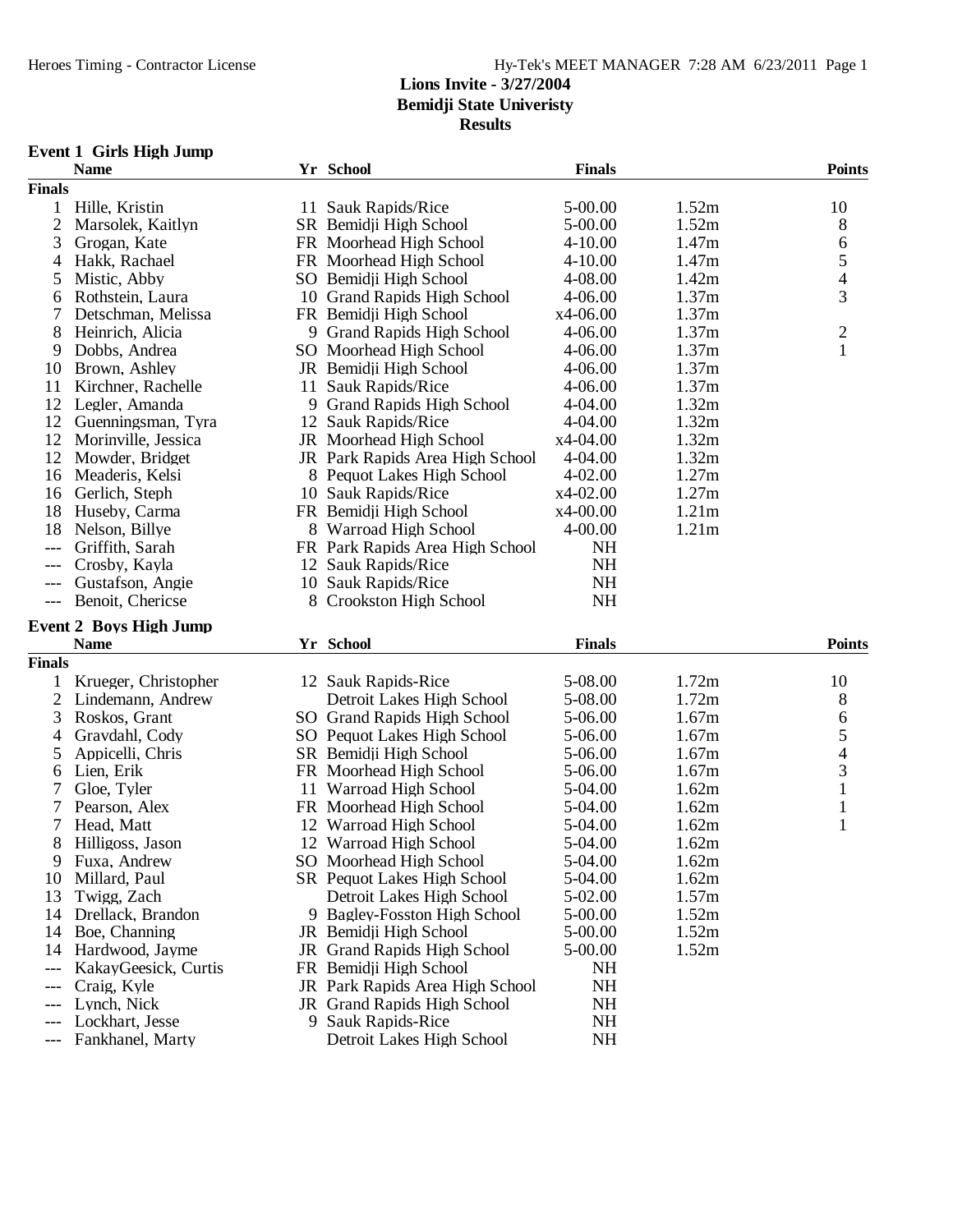**Lions Invite - 3/27/2004**
**Bemidji State Univeristy**
**Results**

## Event 1 Girls High Jump

| | Name | Yr | School | Finals | | Points |
|---|---|---|---|---|---|---|
| **Finals** | | | | | | |
| 1 | Hille, Kristin | 11 | Sauk Rapids/Rice | 5-00.00 | 1.52m | 10 |
| 2 | Marsolek, Kaitlyn | SR | Bemidji High School | 5-00.00 | 1.52m | 8 |
| 3 | Grogan, Kate | FR | Moorhead High School | 4-10.00 | 1.47m | 6 |
| 4 | Hakk, Rachael | FR | Moorhead High School | 4-10.00 | 1.47m | 5 |
| 5 | Mistic, Abby | SO | Bemidji High School | 4-08.00 | 1.42m | 4 |
| 6 | Rothstein, Laura | 10 | Grand Rapids High School | 4-06.00 | 1.37m | 3 |
| 7 | Detschman, Melissa | FR | Bemidji High School | x4-06.00 | 1.37m | |
| 8 | Heinrich, Alicia | 9 | Grand Rapids High School | 4-06.00 | 1.37m | 2 |
| 9 | Dobbs, Andrea | SO | Moorhead High School | 4-06.00 | 1.37m | 1 |
| 10 | Brown, Ashley | JR | Bemidji High School | 4-06.00 | 1.37m | |
| 11 | Kirchner, Rachelle | 11 | Sauk Rapids/Rice | 4-06.00 | 1.37m | |
| 12 | Legler, Amanda | 9 | Grand Rapids High School | 4-04.00 | 1.32m | |
| 12 | Guenningsman, Tyra | 12 | Sauk Rapids/Rice | 4-04.00 | 1.32m | |
| 12 | Morinville, Jessica | JR | Moorhead High School | x4-04.00 | 1.32m | |
| 12 | Mowder, Bridget | JR | Park Rapids Area High School | 4-04.00 | 1.32m | |
| 16 | Meaderis, Kelsi | 8 | Pequot Lakes High School | 4-02.00 | 1.27m | |
| 16 | Gerlich, Steph | 10 | Sauk Rapids/Rice | x4-02.00 | 1.27m | |
| 18 | Huseby, Carma | FR | Bemidji High School | x4-00.00 | 1.21m | |
| 18 | Nelson, Billye | 8 | Warroad High School | 4-00.00 | 1.21m | |
| --- | Griffith, Sarah | FR | Park Rapids Area High School | NH | | |
| --- | Crosby, Kayla | 12 | Sauk Rapids/Rice | NH | | |
| --- | Gustafson, Angie | 10 | Sauk Rapids/Rice | NH | | |
| --- | Benoit, Chericse | 8 | Crookston High School | NH | | |

## Event 2 Boys High Jump

| | Name | Yr | School | Finals | | Points |
|---|---|---|---|---|---|---|
| **Finals** | | | | | | |
| 1 | Krueger, Christopher | 12 | Sauk Rapids-Rice | 5-08.00 | 1.72m | 10 |
| 2 | Lindemann, Andrew | | Detroit Lakes High School | 5-08.00 | 1.72m | 8 |
| 3 | Roskos, Grant | SO | Grand Rapids High School | 5-06.00 | 1.67m | 6 |
| 4 | Graydahl, Cody | SO | Pequot Lakes High School | 5-06.00 | 1.67m | 5 |
| 5 | Appicelli, Chris | SR | Bemidji High School | 5-06.00 | 1.67m | 4 |
| 6 | Lien, Erik | FR | Moorhead High School | 5-06.00 | 1.67m | 3 |
| 7 | Gloe, Tyler | 11 | Warroad High School | 5-04.00 | 1.62m | 1 |
| 7 | Pearson, Alex | FR | Moorhead High School | 5-04.00 | 1.62m | 1 |
| 7 | Head, Matt | 12 | Warroad High School | 5-04.00 | 1.62m | 1 |
| 8 | Hilligoss, Jason | 12 | Warroad High School | 5-04.00 | 1.62m | |
| 9 | Fuxa, Andrew | SO | Moorhead High School | 5-04.00 | 1.62m | |
| 10 | Millard, Paul | SR | Pequot Lakes High School | 5-04.00 | 1.62m | |
| 13 | Twigg, Zach | | Detroit Lakes High School | 5-02.00 | 1.57m | |
| 14 | Drellack, Brandon | 9 | Bagley-Fosston High School | 5-00.00 | 1.52m | |
| 14 | Boe, Channing | JR | Bemidji High School | 5-00.00 | 1.52m | |
| 14 | Hardwood, Jayme | JR | Grand Rapids High School | 5-00.00 | 1.52m | |
| --- | KakayGeesick, Curtis | FR | Bemidji High School | NH | | |
| --- | Craig, Kyle | JR | Park Rapids Area High School | NH | | |
| --- | Lynch, Nick | JR | Grand Rapids High School | NH | | |
| --- | Lockhart, Jesse | 9 | Sauk Rapids-Rice | NH | | |
| --- | Fankhanel, Marty | | Detroit Lakes High School | NH | | |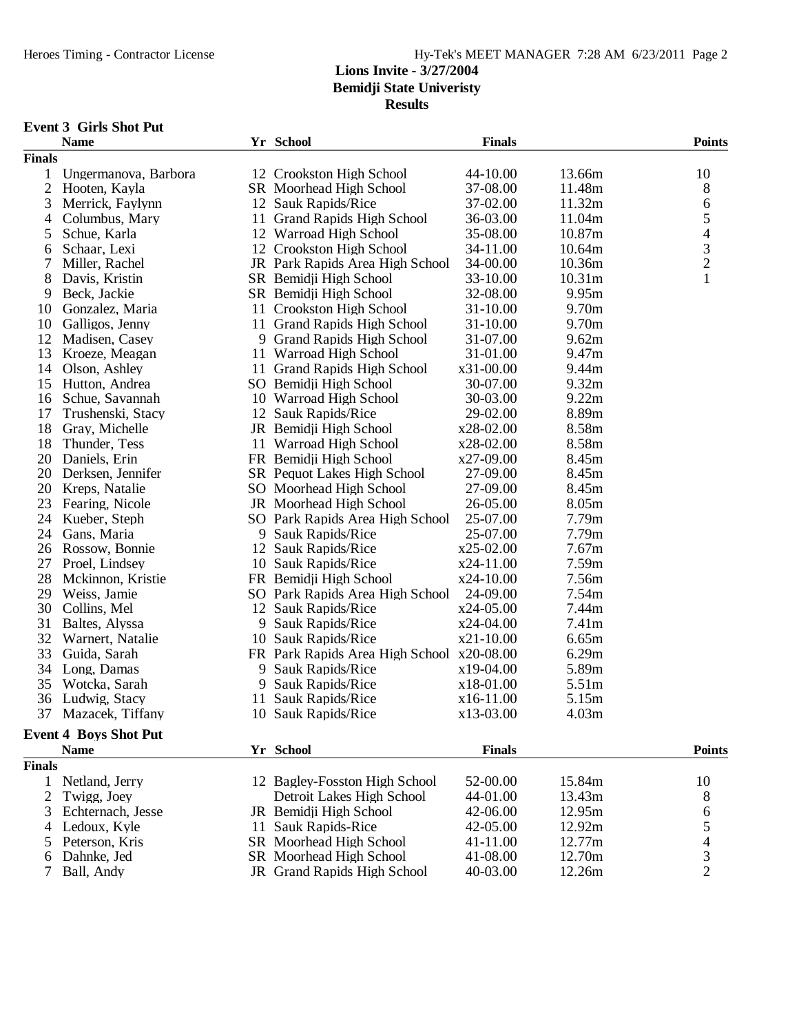**Lions Invite - 3/27/2004**
**Bemidji State Univeristy**
**Results**

### Event 3 Girls Shot Put

| | Name | Yr | School | Finals | | Points |
|---|---|---|---|---|---|---|
| **Finals** | | | | | | |
| 1 | Ungermanova, Barbora | 12 | Crookston High School | 44-10.00 | 13.66m | 10 |
| 2 | Hooten, Kayla | SR | Moorhead High School | 37-08.00 | 11.48m | 8 |
| 3 | Merrick, Faylynn | 12 | Sauk Rapids/Rice | 37-02.00 | 11.32m | 6 |
| 4 | Columbus, Mary | 11 | Grand Rapids High School | 36-03.00 | 11.04m | 5 |
| 5 | Schue, Karla | 12 | Warroad High School | 35-08.00 | 10.87m | 4 |
| 6 | Schaar, Lexi | 12 | Crookston High School | 34-11.00 | 10.64m | 3 |
| 7 | Miller, Rachel | JR | Park Rapids Area High School | 34-00.00 | 10.36m | 2 |
| 8 | Davis, Kristin | SR | Bemidji High School | 33-10.00 | 10.31m | 1 |
| 9 | Beck, Jackie | SR | Bemidji High School | 32-08.00 | 9.95m | |
| 10 | Gonzalez, Maria | 11 | Crookston High School | 31-10.00 | 9.70m | |
| 10 | Galligos, Jenny | 11 | Grand Rapids High School | 31-10.00 | 9.70m | |
| 12 | Madisen, Casey | 9 | Grand Rapids High School | 31-07.00 | 9.62m | |
| 13 | Kroeze, Meagan | 11 | Warroad High School | 31-01.00 | 9.47m | |
| 14 | Olson, Ashley | 11 | Grand Rapids High School | x31-00.00 | 9.44m | |
| 15 | Hutton, Andrea | SO | Bemidji High School | 30-07.00 | 9.32m | |
| 16 | Schue, Savannah | 10 | Warroad High School | 30-03.00 | 9.22m | |
| 17 | Trushenski, Stacy | 12 | Sauk Rapids/Rice | 29-02.00 | 8.89m | |
| 18 | Gray, Michelle | JR | Bemidji High School | x28-02.00 | 8.58m | |
| 18 | Thunder, Tess | 11 | Warroad High School | x28-02.00 | 8.58m | |
| 20 | Daniels, Erin | FR | Bemidji High School | x27-09.00 | 8.45m | |
| 20 | Derksen, Jennifer | SR | Pequot Lakes High School | 27-09.00 | 8.45m | |
| 20 | Kreps, Natalie | SO | Moorhead High School | 27-09.00 | 8.45m | |
| 23 | Fearing, Nicole | JR | Moorhead High School | 26-05.00 | 8.05m | |
| 24 | Kueber, Steph | SO | Park Rapids Area High School | 25-07.00 | 7.79m | |
| 24 | Gans, Maria | 9 | Sauk Rapids/Rice | 25-07.00 | 7.79m | |
| 26 | Rossow, Bonnie | 12 | Sauk Rapids/Rice | x25-02.00 | 7.67m | |
| 27 | Proel, Lindsey | 10 | Sauk Rapids/Rice | x24-11.00 | 7.59m | |
| 28 | Mckinnon, Kristie | FR | Bemidji High School | x24-10.00 | 7.56m | |
| 29 | Weiss, Jamie | SO | Park Rapids Area High School | 24-09.00 | 7.54m | |
| 30 | Collins, Mel | 12 | Sauk Rapids/Rice | x24-05.00 | 7.44m | |
| 31 | Baltes, Alyssa | 9 | Sauk Rapids/Rice | x24-04.00 | 7.41m | |
| 32 | Warnert, Natalie | 10 | Sauk Rapids/Rice | x21-10.00 | 6.65m | |
| 33 | Guida, Sarah | FR | Park Rapids Area High School | x20-08.00 | 6.29m | |
| 34 | Long, Damas | 9 | Sauk Rapids/Rice | x19-04.00 | 5.89m | |
| 35 | Wotcka, Sarah | 9 | Sauk Rapids/Rice | x18-01.00 | 5.51m | |
| 36 | Ludwig, Stacy | 11 | Sauk Rapids/Rice | x16-11.00 | 5.15m | |
| 37 | Mazacek, Tiffany | 10 | Sauk Rapids/Rice | x13-03.00 | 4.03m | |

### Event 4 Boys Shot Put

| | Name | Yr | School | Finals | | Points |
|---|---|---|---|---|---|---|
| **Finals** | | | | | | |
| 1 | Netland, Jerry | 12 | Bagley-Fosston High School | 52-00.00 | 15.84m | 10 |
| 2 | Twigg, Joey | | Detroit Lakes High School | 44-01.00 | 13.43m | 8 |
| 3 | Echternach, Jesse | JR | Bemidji High School | 42-06.00 | 12.95m | 6 |
| 4 | Ledoux, Kyle | 11 | Sauk Rapids-Rice | 42-05.00 | 12.92m | 5 |
| 5 | Peterson, Kris | SR | Moorhead High School | 41-11.00 | 12.77m | 4 |
| 6 | Dahnke, Jed | SR | Moorhead High School | 41-08.00 | 12.70m | 3 |
| 7 | Ball, Andy | JR | Grand Rapids High School | 40-03.00 | 12.26m | 2 |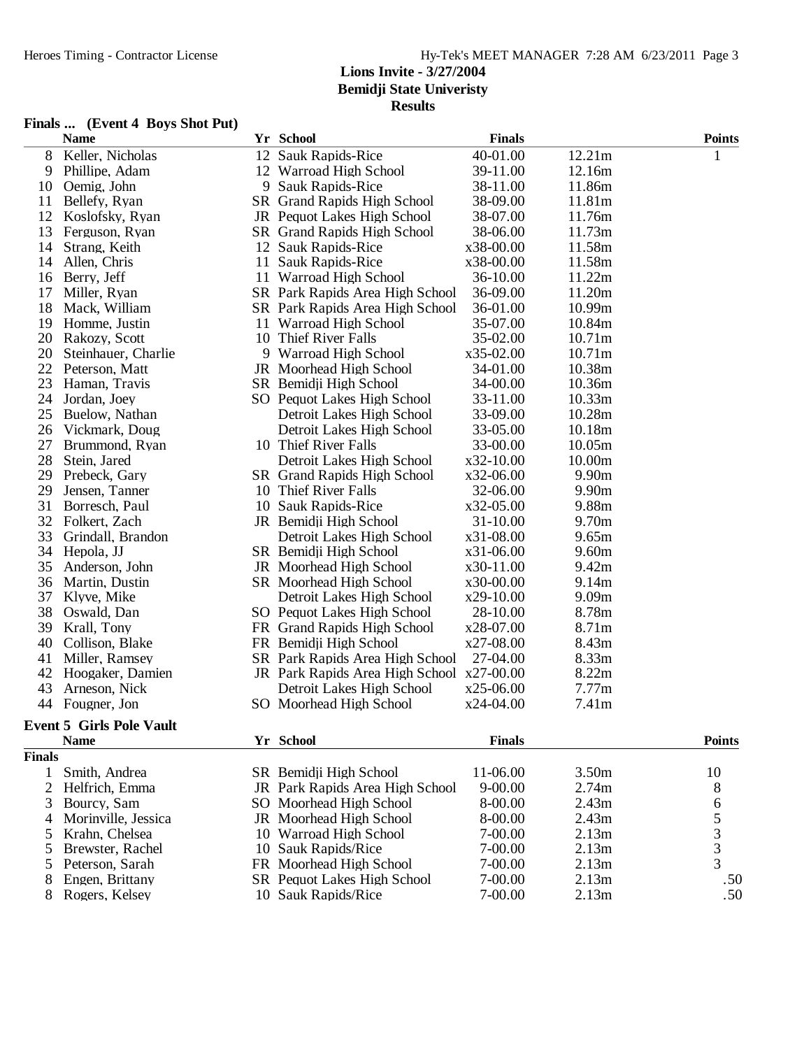Lions Invite - 3/27/2004
Bemidji State Univeristy
Results

**Finals ... (Event 4 Boys Shot Put)**

| | Name | Yr | School | Finals | | Points |
|---|---|---|---|---|---|---|
| 8 | Keller, Nicholas | 12 | Sauk Rapids-Rice | 40-01.00 | 12.21m | 1 |
| 9 | Phillipe, Adam | 12 | Warroad High School | 39-11.00 | 12.16m | |
| 10 | Oemig, John | 9 | Sauk Rapids-Rice | 38-11.00 | 11.86m | |
| 11 | Bellefy, Ryan | SR | Grand Rapids High School | 38-09.00 | 11.81m | |
| 12 | Koslofsky, Ryan | JR | Pequot Lakes High School | 38-07.00 | 11.76m | |
| 13 | Ferguson, Ryan | SR | Grand Rapids High School | 38-06.00 | 11.73m | |
| 14 | Strang, Keith | 12 | Sauk Rapids-Rice | x38-00.00 | 11.58m | |
| 14 | Allen, Chris | 11 | Sauk Rapids-Rice | x38-00.00 | 11.58m | |
| 16 | Berry, Jeff | 11 | Warroad High School | 36-10.00 | 11.22m | |
| 17 | Miller, Ryan | SR | Park Rapids Area High School | 36-09.00 | 11.20m | |
| 18 | Mack, William | SR | Park Rapids Area High School | 36-01.00 | 10.99m | |
| 19 | Homme, Justin | 11 | Warroad High School | 35-07.00 | 10.84m | |
| 20 | Rakozy, Scott | 10 | Thief River Falls | 35-02.00 | 10.71m | |
| 20 | Steinhauer, Charlie | 9 | Warroad High School | x35-02.00 | 10.71m | |
| 22 | Peterson, Matt | JR | Moorhead High School | 34-01.00 | 10.38m | |
| 23 | Haman, Travis | SR | Bemidji High School | 34-00.00 | 10.36m | |
| 24 | Jordan, Joey | SO | Pequot Lakes High School | 33-11.00 | 10.33m | |
| 25 | Buelow, Nathan | | Detroit Lakes High School | 33-09.00 | 10.28m | |
| 26 | Vickmark, Doug | | Detroit Lakes High School | 33-05.00 | 10.18m | |
| 27 | Brummond, Ryan | 10 | Thief River Falls | 33-00.00 | 10.05m | |
| 28 | Stein, Jared | | Detroit Lakes High School | x32-10.00 | 10.00m | |
| 29 | Prebeck, Gary | SR | Grand Rapids High School | x32-06.00 | 9.90m | |
| 29 | Jensen, Tanner | 10 | Thief River Falls | 32-06.00 | 9.90m | |
| 31 | Borresch, Paul | 10 | Sauk Rapids-Rice | x32-05.00 | 9.88m | |
| 32 | Folkert, Zach | JR | Bemidji High School | 31-10.00 | 9.70m | |
| 33 | Grindall, Brandon | | Detroit Lakes High School | x31-08.00 | 9.65m | |
| 34 | Hepola, JJ | SR | Bemidji High School | x31-06.00 | 9.60m | |
| 35 | Anderson, John | JR | Moorhead High School | x30-11.00 | 9.42m | |
| 36 | Martin, Dustin | SR | Moorhead High School | x30-00.00 | 9.14m | |
| 37 | Klyve, Mike | | Detroit Lakes High School | x29-10.00 | 9.09m | |
| 38 | Oswald, Dan | SO | Pequot Lakes High School | 28-10.00 | 8.78m | |
| 39 | Krall, Tony | FR | Grand Rapids High School | x28-07.00 | 8.71m | |
| 40 | Collison, Blake | FR | Bemidji High School | x27-08.00 | 8.43m | |
| 41 | Miller, Ramsey | SR | Park Rapids Area High School | 27-04.00 | 8.33m | |
| 42 | Hoogaker, Damien | JR | Park Rapids Area High School | x27-00.00 | 8.22m | |
| 43 | Arneson, Nick | | Detroit Lakes High School | x25-06.00 | 7.77m | |
| 44 | Fougner, Jon | SO | Moorhead High School | x24-04.00 | 7.41m | |

**Event 5 Girls Pole Vault**

| | Name | Yr | School | Finals | | Points |
|---|---|---|---|---|---|---|
| **Finals** | | | | | | |
| 1 | Smith, Andrea | SR | Bemidji High School | 11-06.00 | 3.50m | 10 |
| 2 | Helfrich, Emma | JR | Park Rapids Area High School | 9-00.00 | 2.74m | 8 |
| 3 | Bourcy, Sam | SO | Moorhead High School | 8-00.00 | 2.43m | 6 |
| 4 | Morinville, Jessica | JR | Moorhead High School | 8-00.00 | 2.43m | 5 |
| 5 | Krahn, Chelsea | 10 | Warroad High School | 7-00.00 | 2.13m | 3 |
| 5 | Brewster, Rachel | 10 | Sauk Rapids/Rice | 7-00.00 | 2.13m | 3 |
| 5 | Peterson, Sarah | FR | Moorhead High School | 7-00.00 | 2.13m | 3 |
| 8 | Engen, Brittany | SR | Pequot Lakes High School | 7-00.00 | 2.13m | .50 |
| 8 | Rogers, Kelsey | 10 | Sauk Rapids/Rice | 7-00.00 | 2.13m | .50 |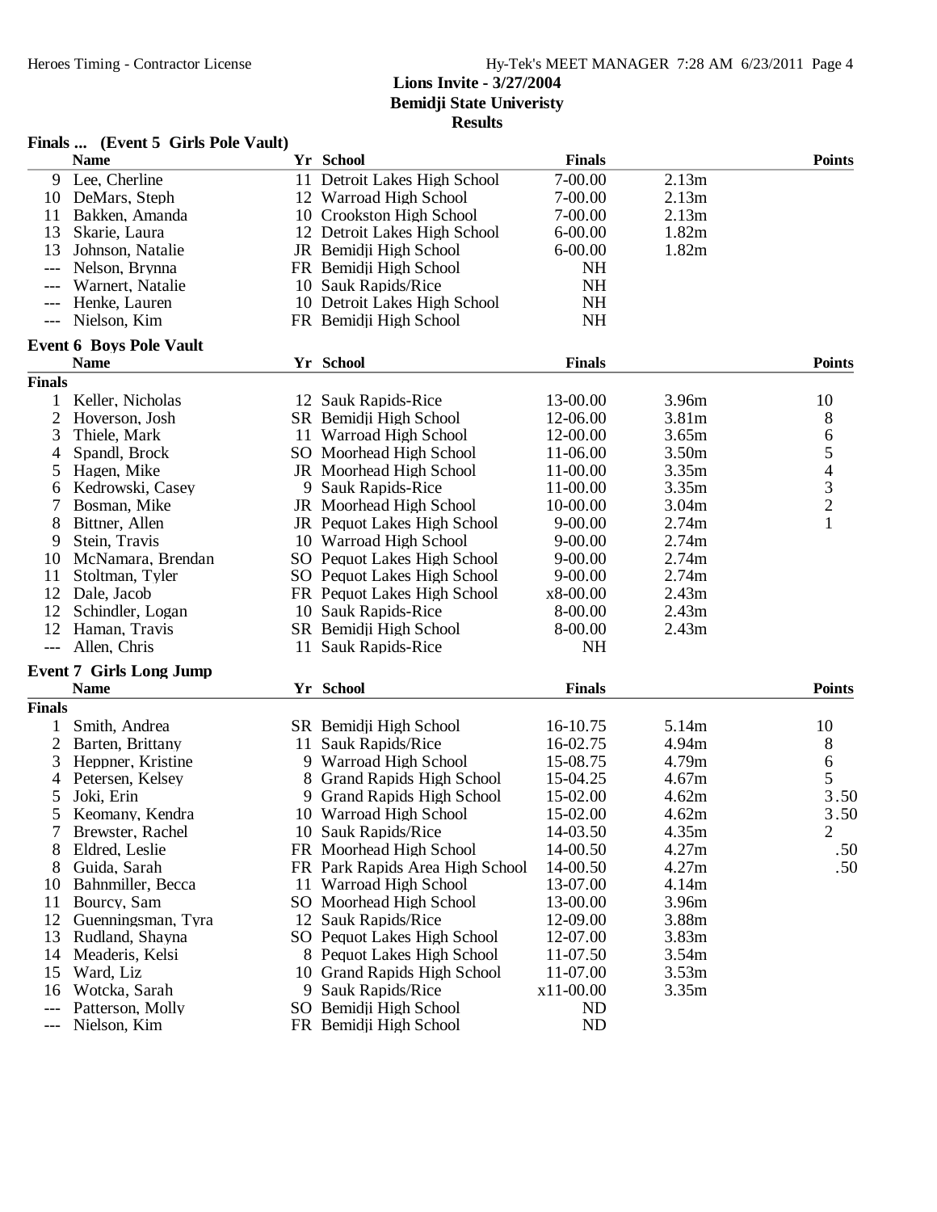## Lions Invite - 3/27/2004
## Bemidji State Univeristy
## Results

### Finals ... (Event 5 Girls Pole Vault)

| | Name | Yr | School | Finals | | Points |
|---|---|---|---|---|---|---|
| 9 | Lee, Cherline | 11 | Detroit Lakes High School | 7-00.00 | 2.13m | |
| 10 | DeMars, Steph | 12 | Warroad High School | 7-00.00 | 2.13m | |
| 11 | Bakken, Amanda | 10 | Crookston High School | 7-00.00 | 2.13m | |
| 13 | Skarie, Laura | 12 | Detroit Lakes High School | 6-00.00 | 1.82m | |
| 13 | Johnson, Natalie | JR | Bemidji High School | 6-00.00 | 1.82m | |
| --- | Nelson, Brynna | FR | Bemidji High School | NH | | |
| --- | Warnert, Natalie | 10 | Sauk Rapids/Rice | NH | | |
| --- | Henke, Lauren | 10 | Detroit Lakes High School | NH | | |
| --- | Nielson, Kim | FR | Bemidji High School | NH | | |

### Event 6 Boys Pole Vault

| | Name | Yr | School | Finals | | Points |
|---|---|---|---|---|---|---|
| **Finals** | | | | | | |
| 1 | Keller, Nicholas | 12 | Sauk Rapids-Rice | 13-00.00 | 3.96m | 10 |
| 2 | Hoverson, Josh | SR | Bemidji High School | 12-06.00 | 3.81m | 8 |
| 3 | Thiele, Mark | 11 | Warroad High School | 12-00.00 | 3.65m | 6 |
| 4 | Spandl, Brock | SO | Moorhead High School | 11-06.00 | 3.50m | 5 |
| 5 | Hagen, Mike | JR | Moorhead High School | 11-00.00 | 3.35m | 4 |
| 6 | Kedrowski, Casey | 9 | Sauk Rapids-Rice | 11-00.00 | 3.35m | 3 |
| 7 | Bosman, Mike | JR | Moorhead High School | 10-00.00 | 3.04m | 2 |
| 8 | Bittner, Allen | JR | Pequot Lakes High School | 9-00.00 | 2.74m | 1 |
| 9 | Stein, Travis | 10 | Warroad High School | 9-00.00 | 2.74m | |
| 10 | McNamara, Brendan | SO | Pequot Lakes High School | 9-00.00 | 2.74m | |
| 11 | Stoltman, Tyler | SO | Pequot Lakes High School | 9-00.00 | 2.74m | |
| 12 | Dale, Jacob | FR | Pequot Lakes High School | x8-00.00 | 2.43m | |
| 12 | Schindler, Logan | 10 | Sauk Rapids-Rice | 8-00.00 | 2.43m | |
| 12 | Haman, Travis | SR | Bemidji High School | 8-00.00 | 2.43m | |
| --- | Allen, Chris | 11 | Sauk Rapids-Rice | NH | | |

### Event 7 Girls Long Jump

| | Name | Yr | School | Finals | | Points |
|---|---|---|---|---|---|---|
| **Finals** | | | | | | |
| 1 | Smith, Andrea | SR | Bemidji High School | 16-10.75 | 5.14m | 10 |
| 2 | Barten, Brittany | 11 | Sauk Rapids/Rice | 16-02.75 | 4.94m | 8 |
| 3 | Heppner, Kristine | 9 | Warroad High School | 15-08.75 | 4.79m | 6 |
| 4 | Petersen, Kelsey | 8 | Grand Rapids High School | 15-04.25 | 4.67m | 5 |
| 5 | Joki, Erin | 9 | Grand Rapids High School | 15-02.00 | 4.62m | 3.50 |
| 5 | Keomany, Kendra | 10 | Warroad High School | 15-02.00 | 4.62m | 3.50 |
| 7 | Brewster, Rachel | 10 | Sauk Rapids/Rice | 14-03.50 | 4.35m | 2 |
| 8 | Eldred, Leslie | FR | Moorhead High School | 14-00.50 | 4.27m | .50 |
| 8 | Guida, Sarah | FR | Park Rapids Area High School | 14-00.50 | 4.27m | .50 |
| 10 | Bahnmiller, Becca | 11 | Warroad High School | 13-07.00 | 4.14m | |
| 11 | Bourcy, Sam | SO | Moorhead High School | 13-00.00 | 3.96m | |
| 12 | Guenningsman, Tyra | 12 | Sauk Rapids/Rice | 12-09.00 | 3.88m | |
| 13 | Rudland, Shayna | SO | Pequot Lakes High School | 12-07.00 | 3.83m | |
| 14 | Meaderis, Kelsi | 8 | Pequot Lakes High School | 11-07.50 | 3.54m | |
| 15 | Ward, Liz | 10 | Grand Rapids High School | 11-07.00 | 3.53m | |
| 16 | Wotcka, Sarah | 9 | Sauk Rapids/Rice | x11-00.00 | 3.35m | |
| --- | Patterson, Molly | SO | Bemidji High School | ND | | |
| --- | Nielson, Kim | FR | Bemidji High School | ND | | |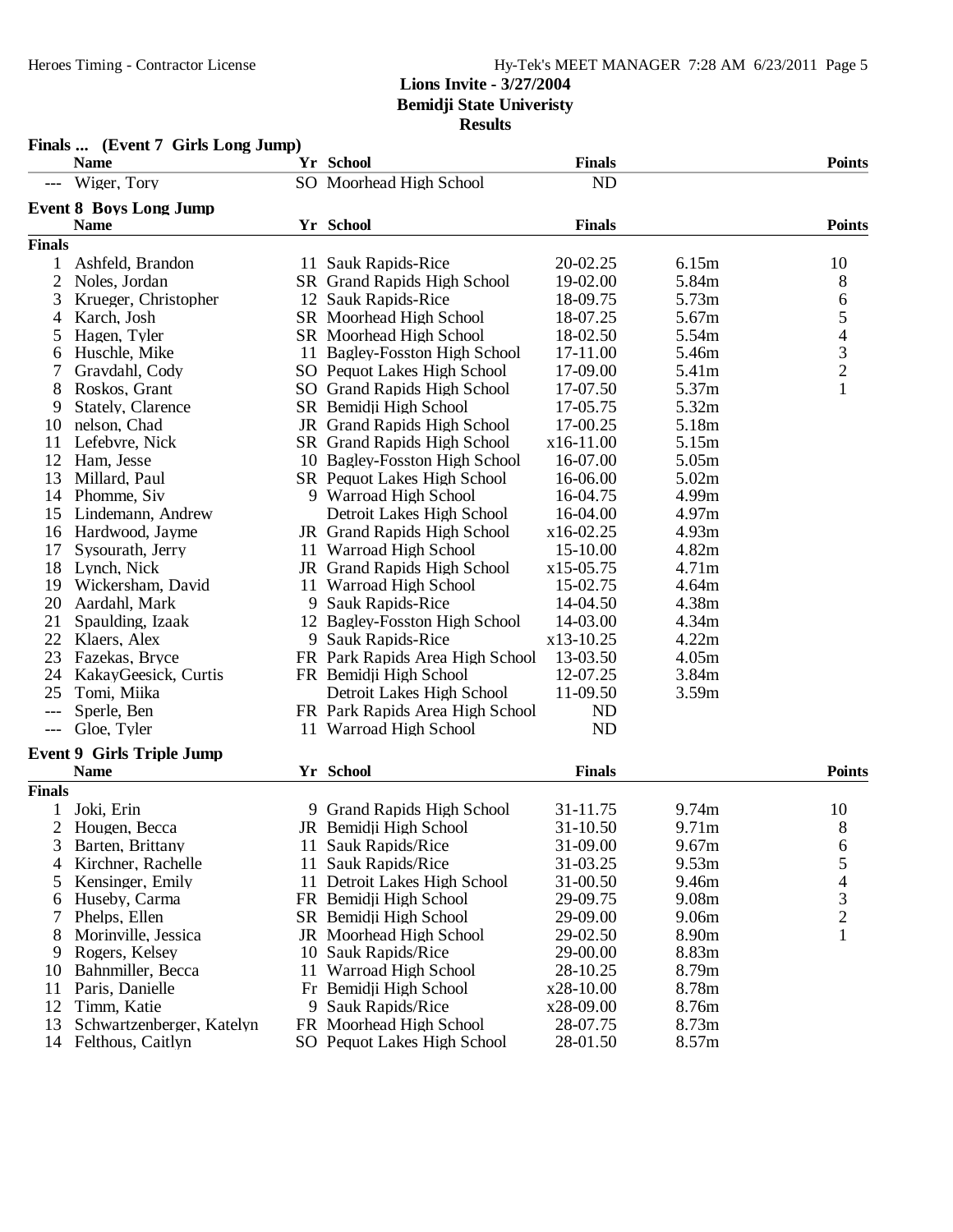## Lions Invite - 3/27/2004
## Bemidji State Univeristy
## Results

### Finals ... (Event 7 Girls Long Jump)

| | Name | Yr | School | Finals | | Points |
|---|---|---|---|---|---|---|
| --- | Wiger, Tory | SO | Moorhead High School | ND | | |

### Event 8 Boys Long Jump

| | Name | Yr | School | Finals | | Points |
|---|---|---|---|---|---|---|
| **Finals** | | | | | | |
| 1 | Ashfeld, Brandon | 11 | Sauk Rapids-Rice | 20-02.25 | 6.15m | 10 |
| 2 | Noles, Jordan | SR | Grand Rapids High School | 19-02.00 | 5.84m | 8 |
| 3 | Krueger, Christopher | 12 | Sauk Rapids-Rice | 18-09.75 | 5.73m | 6 |
| 4 | Karch, Josh | SR | Moorhead High School | 18-07.25 | 5.67m | 5 |
| 5 | Hagen, Tyler | SR | Moorhead High School | 18-02.50 | 5.54m | 4 |
| 6 | Huschle, Mike | 11 | Bagley-Fosston High School | 17-11.00 | 5.46m | 3 |
| 7 | Graydahl, Cody | SO | Pequot Lakes High School | 17-09.00 | 5.41m | 2 |
| 8 | Roskos, Grant | SO | Grand Rapids High School | 17-07.50 | 5.37m | 1 |
| 9 | Stately, Clarence | SR | Bemidji High School | 17-05.75 | 5.32m | |
| 10 | nelson, Chad | JR | Grand Rapids High School | 17-00.25 | 5.18m | |
| 11 | Lefebvre, Nick | SR | Grand Rapids High School | x16-11.00 | 5.15m | |
| 12 | Ham, Jesse | 10 | Bagley-Fosston High School | 16-07.00 | 5.05m | |
| 13 | Millard, Paul | SR | Pequot Lakes High School | 16-06.00 | 5.02m | |
| 14 | Phomme, Siv | 9 | Warroad High School | 16-04.75 | 4.99m | |
| 15 | Lindemann, Andrew | | Detroit Lakes High School | 16-04.00 | 4.97m | |
| 16 | Hardwood, Jayme | JR | Grand Rapids High School | x16-02.25 | 4.93m | |
| 17 | Sysourath, Jerry | 11 | Warroad High School | 15-10.00 | 4.82m | |
| 18 | Lynch, Nick | JR | Grand Rapids High School | x15-05.75 | 4.71m | |
| 19 | Wickersham, David | 11 | Warroad High School | 15-02.75 | 4.64m | |
| 20 | Aardahl, Mark | 9 | Sauk Rapids-Rice | 14-04.50 | 4.38m | |
| 21 | Spaulding, Izaak | 12 | Bagley-Fosston High School | 14-03.00 | 4.34m | |
| 22 | Klaers, Alex | 9 | Sauk Rapids-Rice | x13-10.25 | 4.22m | |
| 23 | Fazekas, Bryce | FR | Park Rapids Area High School | 13-03.50 | 4.05m | |
| 24 | KakayGeesick, Curtis | FR | Bemidji High School | 12-07.25 | 3.84m | |
| 25 | Tomi, Miika | | Detroit Lakes High School | 11-09.50 | 3.59m | |
| --- | Sperle, Ben | FR | Park Rapids Area High School | ND | | |
| --- | Gloe, Tyler | 11 | Warroad High School | ND | | |

### Event 9 Girls Triple Jump

| | Name | Yr | School | Finals | | Points |
|---|---|---|---|---|---|---|
| **Finals** | | | | | | |
| 1 | Joki, Erin | 9 | Grand Rapids High School | 31-11.75 | 9.74m | 10 |
| 2 | Hougen, Becca | JR | Bemidji High School | 31-10.50 | 9.71m | 8 |
| 3 | Barten, Brittany | 11 | Sauk Rapids/Rice | 31-09.00 | 9.67m | 6 |
| 4 | Kirchner, Rachelle | 11 | Sauk Rapids/Rice | 31-03.25 | 9.53m | 5 |
| 5 | Kensinger, Emily | 11 | Detroit Lakes High School | 31-00.50 | 9.46m | 4 |
| 6 | Huseby, Carma | FR | Bemidji High School | 29-09.75 | 9.08m | 3 |
| 7 | Phelps, Ellen | SR | Bemidji High School | 29-09.00 | 9.06m | 2 |
| 8 | Morinville, Jessica | JR | Moorhead High School | 29-02.50 | 8.90m | 1 |
| 9 | Rogers, Kelsey | 10 | Sauk Rapids/Rice | 29-00.00 | 8.83m | |
| 10 | Bahnmiller, Becca | 11 | Warroad High School | 28-10.25 | 8.79m | |
| 11 | Paris, Danielle | Fr | Bemidji High School | x28-10.00 | 8.78m | |
| 12 | Timm, Katie | 9 | Sauk Rapids/Rice | x28-09.00 | 8.76m | |
| 13 | Schwartzenberger, Katelyn | FR | Moorhead High School | 28-07.75 | 8.73m | |
| 14 | Felthous, Caitlyn | SO | Pequot Lakes High School | 28-01.50 | 8.57m | |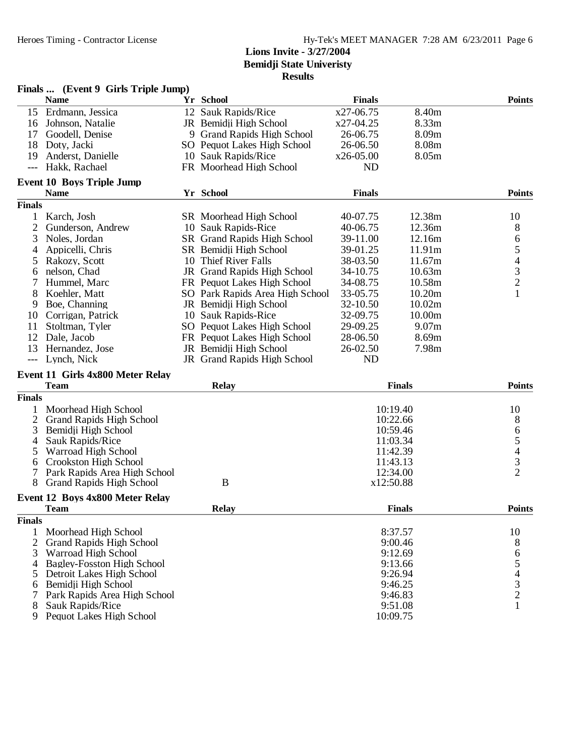## Lions Invite - 3/27/2004
## Bemidji State Univeristy
## Results

### Finals ... (Event 9 Girls Triple Jump)

| | Name | Yr | School | Finals | | Points |
|---|---|---|---|---|---|---|
| 15 | Erdmann, Jessica | 12 | Sauk Rapids/Rice | x27-06.75 | 8.40m | |
| 16 | Johnson, Natalie | JR | Bemidji High School | x27-04.25 | 8.33m | |
| 17 | Goodell, Denise | 9 | Grand Rapids High School | 26-06.75 | 8.09m | |
| 18 | Doty, Jacki | SO | Pequot Lakes High School | 26-06.50 | 8.08m | |
| 19 | Anderst, Danielle | 10 | Sauk Rapids/Rice | x26-05.00 | 8.05m | |
| --- | Hakk, Rachael | FR | Moorhead High School | ND | | |

### Event 10 Boys Triple Jump

| | Name | Yr | School | Finals | | Points |
|---|---|---|---|---|---|---|
| **Finals** | | | | | | |
| 1 | Karch, Josh | SR | Moorhead High School | 40-07.75 | 12.38m | 10 |
| 2 | Gunderson, Andrew | 10 | Sauk Rapids-Rice | 40-06.75 | 12.36m | 8 |
| 3 | Noles, Jordan | SR | Grand Rapids High School | 39-11.00 | 12.16m | 6 |
| 4 | Appicelli, Chris | SR | Bemidji High School | 39-01.25 | 11.91m | 5 |
| 5 | Rakozy, Scott | 10 | Thief River Falls | 38-03.50 | 11.67m | 4 |
| 6 | nelson, Chad | JR | Grand Rapids High School | 34-10.75 | 10.63m | 3 |
| 7 | Hummel, Marc | FR | Pequot Lakes High School | 34-08.75 | 10.58m | 2 |
| 8 | Koehler, Matt | SO | Park Rapids Area High School | 33-05.75 | 10.20m | 1 |
| 9 | Boe, Channing | JR | Bemidji High School | 32-10.50 | 10.02m | |
| 10 | Corrigan, Patrick | 10 | Sauk Rapids-Rice | 32-09.75 | 10.00m | |
| 11 | Stoltman, Tyler | SO | Pequot Lakes High School | 29-09.25 | 9.07m | |
| 12 | Dale, Jacob | FR | Pequot Lakes High School | 28-06.50 | 8.69m | |
| 13 | Hernandez, Jose | JR | Bemidji High School | 26-02.50 | 7.98m | |
| --- | Lynch, Nick | JR | Grand Rapids High School | ND | | |

### Event 11 Girls 4x800 Meter Relay

| | Team | Relay | Finals | Points |
|---|---|---|---|---|
| **Finals** | | | | |
| 1 | Moorhead High School | | 10:19.40 | 10 |
| 2 | Grand Rapids High School | | 10:22.66 | 8 |
| 3 | Bemidji High School | | 10:59.46 | 6 |
| 4 | Sauk Rapids/Rice | | 11:03.34 | 5 |
| 5 | Warroad High School | | 11:42.39 | 4 |
| 6 | Crookston High School | | 11:43.13 | 3 |
| 7 | Park Rapids Area High School | | 12:34.00 | 2 |
| 8 | Grand Rapids High School | B | x12:50.88 | |

### Event 12 Boys 4x800 Meter Relay

| | Team | Relay | Finals | Points |
|---|---|---|---|---|
| **Finals** | | | | |
| 1 | Moorhead High School | | 8:37.57 | 10 |
| 2 | Grand Rapids High School | | 9:00.46 | 8 |
| 3 | Warroad High School | | 9:12.69 | 6 |
| 4 | Bagley-Fosston High School | | 9:13.66 | 5 |
| 5 | Detroit Lakes High School | | 9:26.94 | 4 |
| 6 | Bemidji High School | | 9:46.25 | 3 |
| 7 | Park Rapids Area High School | | 9:46.83 | 2 |
| 8 | Sauk Rapids/Rice | | 9:51.08 | 1 |
| 9 | Pequot Lakes High School | | 10:09.75 | |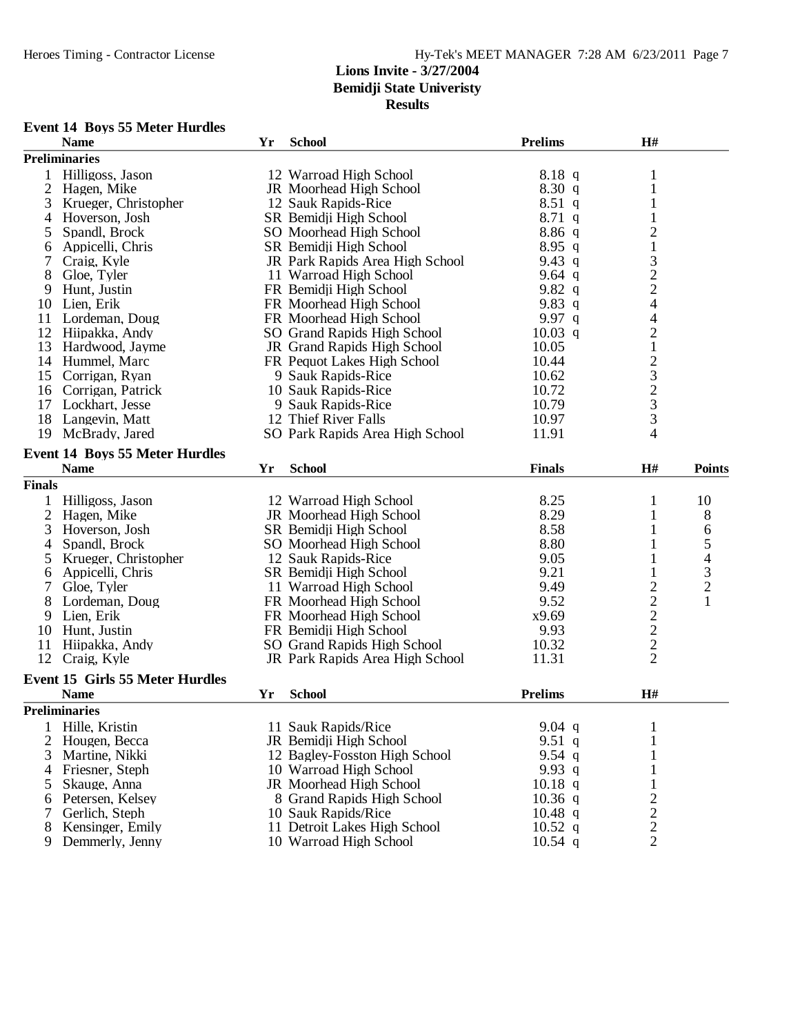## Lions Invite - 3/27/2004
## Bemidji State Univeristy
## Results

### Event 14 Boys 55 Meter Hurdles

**Preliminaries**

| | Name | Yr | School | Prelims | H# |
|---|---|---|---|---|---|
| 1 | Hilligoss, Jason | 12 | Warroad High School | 8.18 q | 1 |
| 2 | Hagen, Mike | JR | Moorhead High School | 8.30 q | 1 |
| 3 | Krueger, Christopher | 12 | Sauk Rapids-Rice | 8.51 q | 1 |
| 4 | Hoverson, Josh | SR | Bemidji High School | 8.71 q | 1 |
| 5 | Spandl, Brock | SO | Moorhead High School | 8.86 q | 2 |
| 6 | Appicelli, Chris | SR | Bemidji High School | 8.95 q | 1 |
| 7 | Craig, Kyle | JR | Park Rapids Area High School | 9.43 q | 3 |
| 8 | Gloe, Tyler | 11 | Warroad High School | 9.64 q | 2 |
| 9 | Hunt, Justin | FR | Bemidji High School | 9.82 q | 2 |
| 10 | Lien, Erik | FR | Moorhead High School | 9.83 q | 4 |
| 11 | Lordeman, Doug | FR | Moorhead High School | 9.97 q | 4 |
| 12 | Hiipakka, Andy | SO | Grand Rapids High School | 10.03 q | 2 |
| 13 | Hardwood, Jayme | JR | Grand Rapids High School | 10.05 | 1 |
| 14 | Hummel, Marc | FR | Pequot Lakes High School | 10.44 | 2 |
| 15 | Corrigan, Ryan | 9 | Sauk Rapids-Rice | 10.62 | 3 |
| 16 | Corrigan, Patrick | 10 | Sauk Rapids-Rice | 10.72 | 2 |
| 17 | Lockhart, Jesse | 9 | Sauk Rapids-Rice | 10.79 | 3 |
| 18 | Langevin, Matt | 12 | Thief River Falls | 10.97 | 3 |
| 19 | McBrady, Jared | SO | Park Rapids Area High School | 11.91 | 4 |

### Event 14 Boys 55 Meter Hurdles

**Finals**

| | Name | Yr | School | Finals | H# | Points |
|---|---|---|---|---|---|---|
| 1 | Hilligoss, Jason | 12 | Warroad High School | 8.25 | 1 | 10 |
| 2 | Hagen, Mike | JR | Moorhead High School | 8.29 | 1 | 8 |
| 3 | Hoverson, Josh | SR | Bemidji High School | 8.58 | 1 | 6 |
| 4 | Spandl, Brock | SO | Moorhead High School | 8.80 | 1 | 5 |
| 5 | Krueger, Christopher | 12 | Sauk Rapids-Rice | 9.05 | 1 | 4 |
| 6 | Appicelli, Chris | SR | Bemidji High School | 9.21 | 1 | 3 |
| 7 | Gloe, Tyler | 11 | Warroad High School | 9.49 | 2 | 2 |
| 8 | Lordeman, Doug | FR | Moorhead High School | 9.52 | 2 | 1 |
| 9 | Lien, Erik | FR | Moorhead High School | x9.69 | 2 | |
| 10 | Hunt, Justin | FR | Bemidji High School | 9.93 | 2 | |
| 11 | Hiipakka, Andy | SO | Grand Rapids High School | 10.32 | 2 | |
| 12 | Craig, Kyle | JR | Park Rapids Area High School | 11.31 | 2 | |

### Event 15 Girls 55 Meter Hurdles

**Preliminaries**

| | Name | Yr | School | Prelims | H# |
|---|---|---|---|---|---|
| 1 | Hille, Kristin | 11 | Sauk Rapids/Rice | 9.04 q | 1 |
| 2 | Hougen, Becca | JR | Bemidji High School | 9.51 q | 1 |
| 3 | Martine, Nikki | 12 | Bagley-Fosston High School | 9.54 q | 1 |
| 4 | Friesner, Steph | 10 | Warroad High School | 9.93 q | 1 |
| 5 | Skauge, Anna | JR | Moorhead High School | 10.18 q | 1 |
| 6 | Petersen, Kelsey | 8 | Grand Rapids High School | 10.36 q | 2 |
| 7 | Gerlich, Steph | 10 | Sauk Rapids/Rice | 10.48 q | 2 |
| 8 | Kensinger, Emily | 11 | Detroit Lakes High School | 10.52 q | 2 |
| 9 | Demmerly, Jenny | 10 | Warroad High School | 10.54 q | 2 |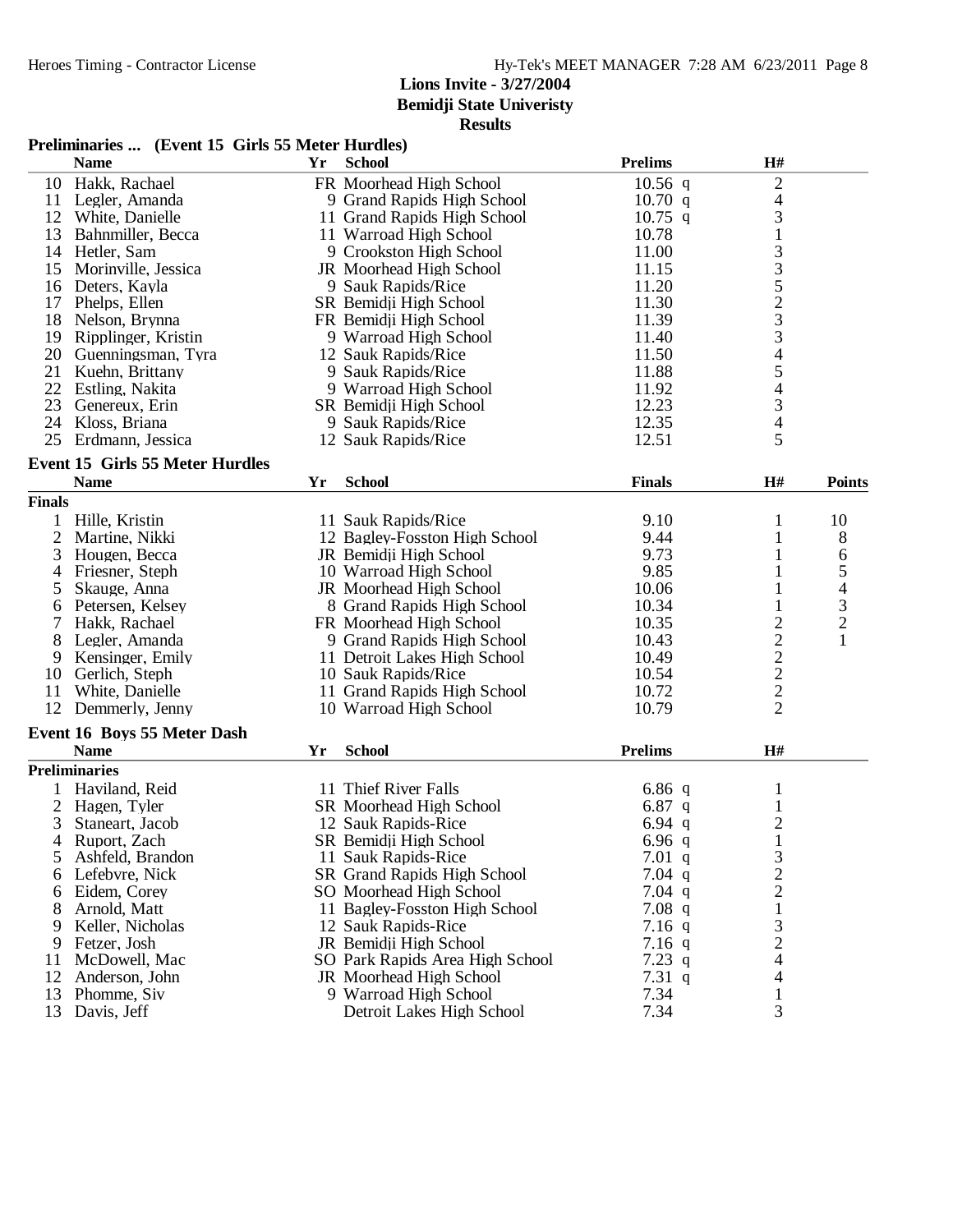**Lions Invite - 3/27/2004**
**Bemidji State Univeristy**
**Results**

### Preliminaries ... (Event 15 Girls 55 Meter Hurdles)

| | Name | Yr | School | Prelims | H# |
|---|---|---|---|---|---|
| 10 | Hakk, Rachael | FR | Moorhead High School | 10.56 q | 2 |
| 11 | Legler, Amanda | 9 | Grand Rapids High School | 10.70 q | 4 |
| 12 | White, Danielle | 11 | Grand Rapids High School | 10.75 q | 3 |
| 13 | Bahnmiller, Becca | 11 | Warroad High School | 10.78 | 1 |
| 14 | Hetler, Sam | 9 | Crookston High School | 11.00 | 3 |
| 15 | Morinville, Jessica | JR | Moorhead High School | 11.15 | 3 |
| 16 | Deters, Kayla | 9 | Sauk Rapids/Rice | 11.20 | 5 |
| 17 | Phelps, Ellen | SR | Bemidji High School | 11.30 | 2 |
| 18 | Nelson, Brynna | FR | Bemidji High School | 11.39 | 3 |
| 19 | Ripplinger, Kristin | 9 | Warroad High School | 11.40 | 3 |
| 20 | Guenningsman, Tyra | 12 | Sauk Rapids/Rice | 11.50 | 4 |
| 21 | Kuehn, Brittany | 9 | Sauk Rapids/Rice | 11.88 | 5 |
| 22 | Estling, Nakita | 9 | Warroad High School | 11.92 | 4 |
| 23 | Genereux, Erin | SR | Bemidji High School | 12.23 | 3 |
| 24 | Kloss, Briana | 9 | Sauk Rapids/Rice | 12.35 | 4 |
| 25 | Erdmann, Jessica | 12 | Sauk Rapids/Rice | 12.51 | 5 |

### Event 15 Girls 55 Meter Hurdles

| | Name | Yr | School | Finals | H# | Points |
|---|---|---|---|---|---|---|
| **Finals** | | | | | | |
| 1 | Hille, Kristin | 11 | Sauk Rapids/Rice | 9.10 | 1 | 10 |
| 2 | Martine, Nikki | 12 | Bagley-Fosston High School | 9.44 | 1 | 8 |
| 3 | Hougen, Becca | JR | Bemidji High School | 9.73 | 1 | 6 |
| 4 | Friesner, Steph | 10 | Warroad High School | 9.85 | 1 | 5 |
| 5 | Skauge, Anna | JR | Moorhead High School | 10.06 | 1 | 4 |
| 6 | Petersen, Kelsey | 8 | Grand Rapids High School | 10.34 | 1 | 3 |
| 7 | Hakk, Rachael | FR | Moorhead High School | 10.35 | 2 | 2 |
| 8 | Legler, Amanda | 9 | Grand Rapids High School | 10.43 | 2 | 1 |
| 9 | Kensinger, Emily | 11 | Detroit Lakes High School | 10.49 | 2 | |
| 10 | Gerlich, Steph | 10 | Sauk Rapids/Rice | 10.54 | 2 | |
| 11 | White, Danielle | 11 | Grand Rapids High School | 10.72 | 2 | |
| 12 | Demmerly, Jenny | 10 | Warroad High School | 10.79 | 2 | |

### Event 16 Boys 55 Meter Dash

| | Name | Yr | School | Prelims | H# |
|---|---|---|---|---|---|
| **Preliminaries** | | | | | |
| 1 | Haviland, Reid | 11 | Thief River Falls | 6.86 q | 1 |
| 2 | Hagen, Tyler | SR | Moorhead High School | 6.87 q | 1 |
| 3 | Staneart, Jacob | 12 | Sauk Rapids-Rice | 6.94 q | 2 |
| 4 | Ruport, Zach | SR | Bemidji High School | 6.96 q | 1 |
| 5 | Ashfeld, Brandon | 11 | Sauk Rapids-Rice | 7.01 q | 3 |
| 6 | Lefebvre, Nick | SR | Grand Rapids High School | 7.04 q | 2 |
| 6 | Eidem, Corey | SO | Moorhead High School | 7.04 q | 2 |
| 8 | Arnold, Matt | 11 | Bagley-Fosston High School | 7.08 q | 1 |
| 9 | Keller, Nicholas | 12 | Sauk Rapids-Rice | 7.16 q | 3 |
| 9 | Fetzer, Josh | JR | Bemidji High School | 7.16 q | 2 |
| 11 | McDowell, Mac | SO | Park Rapids Area High School | 7.23 q | 4 |
| 12 | Anderson, John | JR | Moorhead High School | 7.31 q | 4 |
| 13 | Phomme, Siv | 9 | Warroad High School | 7.34 | 1 |
| 13 | Davis, Jeff | | Detroit Lakes High School | 7.34 | 3 |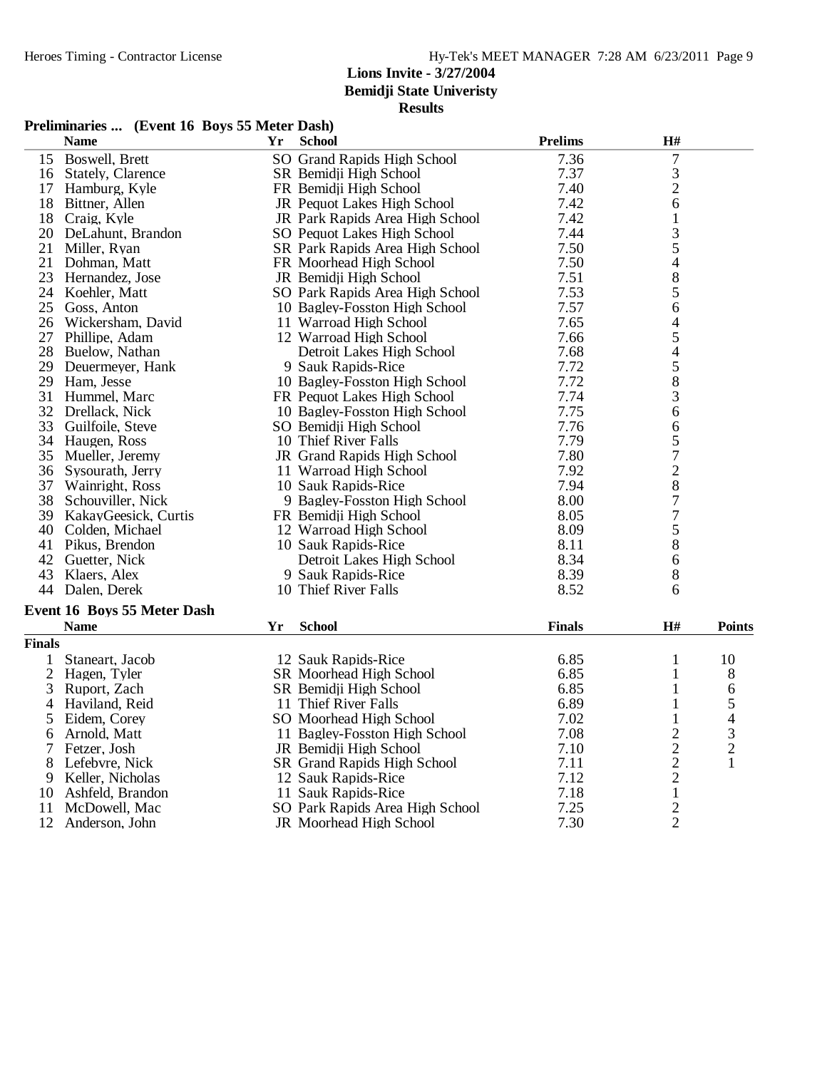**Lions Invite - 3/27/2004**
**Bemidji State Univeristy**
**Results**

### Preliminaries ... (Event 16 Boys 55 Meter Dash)

| | Name | Yr | School | Prelims | H# |
|---|---|---|---|---|---|
| 15 | Boswell, Brett | SO | Grand Rapids High School | 7.36 | 7 |
| 16 | Stately, Clarence | SR | Bemidji High School | 7.37 | 3 |
| 17 | Hamburg, Kyle | FR | Bemidji High School | 7.40 | 2 |
| 18 | Bittner, Allen | JR | Pequot Lakes High School | 7.42 | 6 |
| 18 | Craig, Kyle | JR | Park Rapids Area High School | 7.42 | 1 |
| 20 | DeLahunt, Brandon | SO | Pequot Lakes High School | 7.44 | 3 |
| 21 | Miller, Ryan | SR | Park Rapids Area High School | 7.50 | 5 |
| 21 | Dohman, Matt | FR | Moorhead High School | 7.50 | 4 |
| 23 | Hernandez, Jose | JR | Bemidji High School | 7.51 | 8 |
| 24 | Koehler, Matt | SO | Park Rapids Area High School | 7.53 | 5 |
| 25 | Goss, Anton | 10 | Bagley-Fosston High School | 7.57 | 6 |
| 26 | Wickersham, David | 11 | Warroad High School | 7.65 | 4 |
| 27 | Phillipe, Adam | 12 | Warroad High School | 7.66 | 5 |
| 28 | Buelow, Nathan | | Detroit Lakes High School | 7.68 | 4 |
| 29 | Deuermeyer, Hank | 9 | Sauk Rapids-Rice | 7.72 | 5 |
| 29 | Ham, Jesse | 10 | Bagley-Fosston High School | 7.72 | 8 |
| 31 | Hummel, Marc | FR | Pequot Lakes High School | 7.74 | 3 |
| 32 | Drellack, Nick | 10 | Bagley-Fosston High School | 7.75 | 6 |
| 33 | Guilfoile, Steve | SO | Bemidji High School | 7.76 | 6 |
| 34 | Haugen, Ross | 10 | Thief River Falls | 7.79 | 5 |
| 35 | Mueller, Jeremy | JR | Grand Rapids High School | 7.80 | 7 |
| 36 | Sysourath, Jerry | 11 | Warroad High School | 7.92 | 2 |
| 37 | Wainright, Ross | 10 | Sauk Rapids-Rice | 7.94 | 8 |
| 38 | Schouviller, Nick | 9 | Bagley-Fosston High School | 8.00 | 7 |
| 39 | KakayGeesick, Curtis | FR | Bemidji High School | 8.05 | 7 |
| 40 | Colden, Michael | 12 | Warroad High School | 8.09 | 5 |
| 41 | Pikus, Brendon | 10 | Sauk Rapids-Rice | 8.11 | 8 |
| 42 | Guetter, Nick | | Detroit Lakes High School | 8.34 | 6 |
| 43 | Klaers, Alex | 9 | Sauk Rapids-Rice | 8.39 | 8 |
| 44 | Dalen, Derek | 10 | Thief River Falls | 8.52 | 6 |

### Event 16 Boys 55 Meter Dash

| | Name | Yr | School | Finals | H# | Points |
|---|---|---|---|---|---|---|
| **Finals** | | | | | | |
| 1 | Staneart, Jacob | 12 | Sauk Rapids-Rice | 6.85 | 1 | 10 |
| 2 | Hagen, Tyler | SR | Moorhead High School | 6.85 | 1 | 8 |
| 3 | Ruport, Zach | SR | Bemidji High School | 6.85 | 1 | 6 |
| 4 | Haviland, Reid | 11 | Thief River Falls | 6.89 | 1 | 5 |
| 5 | Eidem, Corey | SO | Moorhead High School | 7.02 | 1 | 4 |
| 6 | Arnold, Matt | 11 | Bagley-Fosston High School | 7.08 | 2 | 3 |
| 7 | Fetzer, Josh | JR | Bemidji High School | 7.10 | 2 | 2 |
| 8 | Lefebvre, Nick | SR | Grand Rapids High School | 7.11 | 2 | 1 |
| 9 | Keller, Nicholas | 12 | Sauk Rapids-Rice | 7.12 | 2 | |
| 10 | Ashfeld, Brandon | 11 | Sauk Rapids-Rice | 7.18 | 1 | |
| 11 | McDowell, Mac | SO | Park Rapids Area High School | 7.25 | 2 | |
| 12 | Anderson, John | JR | Moorhead High School | 7.30 | 2 | |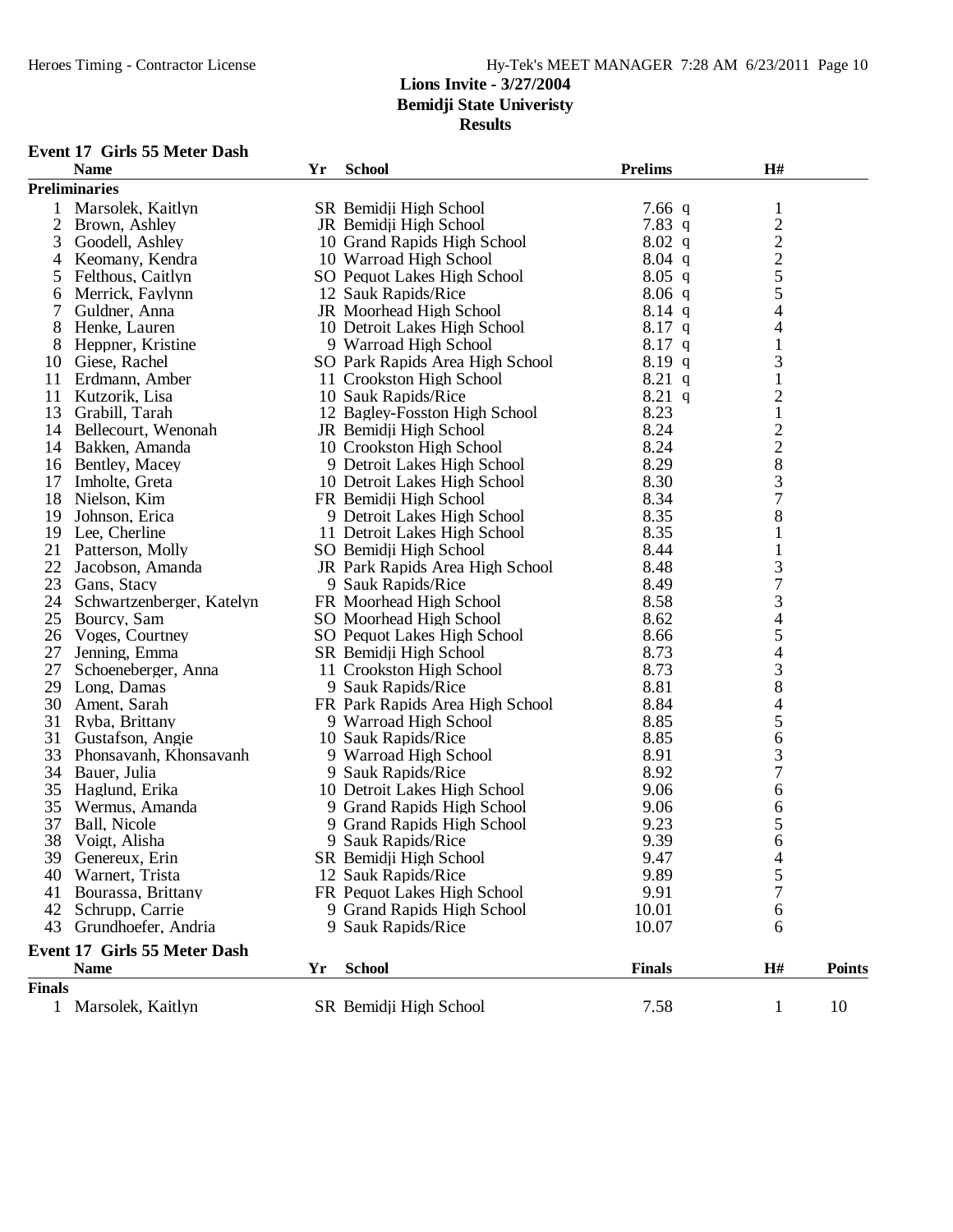**Lions Invite - 3/27/2004**
**Bemidji State Univeristy**
**Results**

### Event 17 Girls 55 Meter Dash

| | Name | Yr | School | Prelims | | H# |
|---|---|---|---|---|---|---|
| **Preliminaries** | | | | | | |
| 1 | Marsolek, Kaitlyn | SR | Bemidji High School | 7.66 | q | 1 |
| 2 | Brown, Ashley | JR | Bemidji High School | 7.83 | q | 2 |
| 3 | Goodell, Ashley | 10 | Grand Rapids High School | 8.02 | q | 2 |
| 4 | Keomany, Kendra | 10 | Warroad High School | 8.04 | q | 2 |
| 5 | Felthous, Caitlyn | SO | Pequot Lakes High School | 8.05 | q | 5 |
| 6 | Merrick, Faylynn | 12 | Sauk Rapids/Rice | 8.06 | q | 5 |
| 7 | Guldner, Anna | JR | Moorhead High School | 8.14 | q | 4 |
| 8 | Henke, Lauren | 10 | Detroit Lakes High School | 8.17 | q | 4 |
| 8 | Heppner, Kristine | 9 | Warroad High School | 8.17 | q | 1 |
| 10 | Giese, Rachel | SO | Park Rapids Area High School | 8.19 | q | 3 |
| 11 | Erdmann, Amber | 11 | Crookston High School | 8.21 | q | 1 |
| 11 | Kutzorik, Lisa | 10 | Sauk Rapids/Rice | 8.21 | q | 2 |
| 13 | Grabill, Tarah | 12 | Bagley-Fosston High School | 8.23 | | 1 |
| 14 | Bellecourt, Wenonah | JR | Bemidji High School | 8.24 | | 2 |
| 14 | Bakken, Amanda | 10 | Crookston High School | 8.24 | | 2 |
| 16 | Bentley, Macey | 9 | Detroit Lakes High School | 8.29 | | 8 |
| 17 | Imholte, Greta | 10 | Detroit Lakes High School | 8.30 | | 3 |
| 18 | Nielson, Kim | FR | Bemidji High School | 8.34 | | 7 |
| 19 | Johnson, Erica | 9 | Detroit Lakes High School | 8.35 | | 8 |
| 19 | Lee, Cherline | 11 | Detroit Lakes High School | 8.35 | | 1 |
| 21 | Patterson, Molly | SO | Bemidji High School | 8.44 | | 1 |
| 22 | Jacobson, Amanda | JR | Park Rapids Area High School | 8.48 | | 3 |
| 23 | Gans, Stacy | 9 | Sauk Rapids/Rice | 8.49 | | 7 |
| 24 | Schwartzenberger, Katelyn | FR | Moorhead High School | 8.58 | | 3 |
| 25 | Bourcy, Sam | SO | Moorhead High School | 8.62 | | 4 |
| 26 | Voges, Courtney | SO | Pequot Lakes High School | 8.66 | | 5 |
| 27 | Jenning, Emma | SR | Bemidji High School | 8.73 | | 4 |
| 27 | Schoeneberger, Anna | 11 | Crookston High School | 8.73 | | 3 |
| 29 | Long, Damas | 9 | Sauk Rapids/Rice | 8.81 | | 8 |
| 30 | Ament, Sarah | FR | Park Rapids Area High School | 8.84 | | 4 |
| 31 | Ryba, Brittany | 9 | Warroad High School | 8.85 | | 5 |
| 31 | Gustafson, Angie | 10 | Sauk Rapids/Rice | 8.85 | | 6 |
| 33 | Phonsavanh, Khonsavanh | 9 | Warroad High School | 8.91 | | 3 |
| 34 | Bauer, Julia | 9 | Sauk Rapids/Rice | 8.92 | | 7 |
| 35 | Haglund, Erika | 10 | Detroit Lakes High School | 9.06 | | 6 |
| 35 | Wermus, Amanda | 9 | Grand Rapids High School | 9.06 | | 6 |
| 37 | Ball, Nicole | 9 | Grand Rapids High School | 9.23 | | 5 |
| 38 | Voigt, Alisha | 9 | Sauk Rapids/Rice | 9.39 | | 6 |
| 39 | Genereux, Erin | SR | Bemidji High School | 9.47 | | 4 |
| 40 | Warnert, Trista | 12 | Sauk Rapids/Rice | 9.89 | | 5 |
| 41 | Bourassa, Brittany | FR | Pequot Lakes High School | 9.91 | | 7 |
| 42 | Schrupp, Carrie | 9 | Grand Rapids High School | 10.01 | | 6 |
| 43 | Grundhoefer, Andria | 9 | Sauk Rapids/Rice | 10.07 | | 6 |

### Event 17 Girls 55 Meter Dash

| | Name | Yr | School | Finals | H# | Points |
|---|---|---|---|---|---|---|
| **Finals** | | | | | | |
| 1 | Marsolek, Kaitlyn | SR | Bemidji High School | 7.58 | 1 | 10 |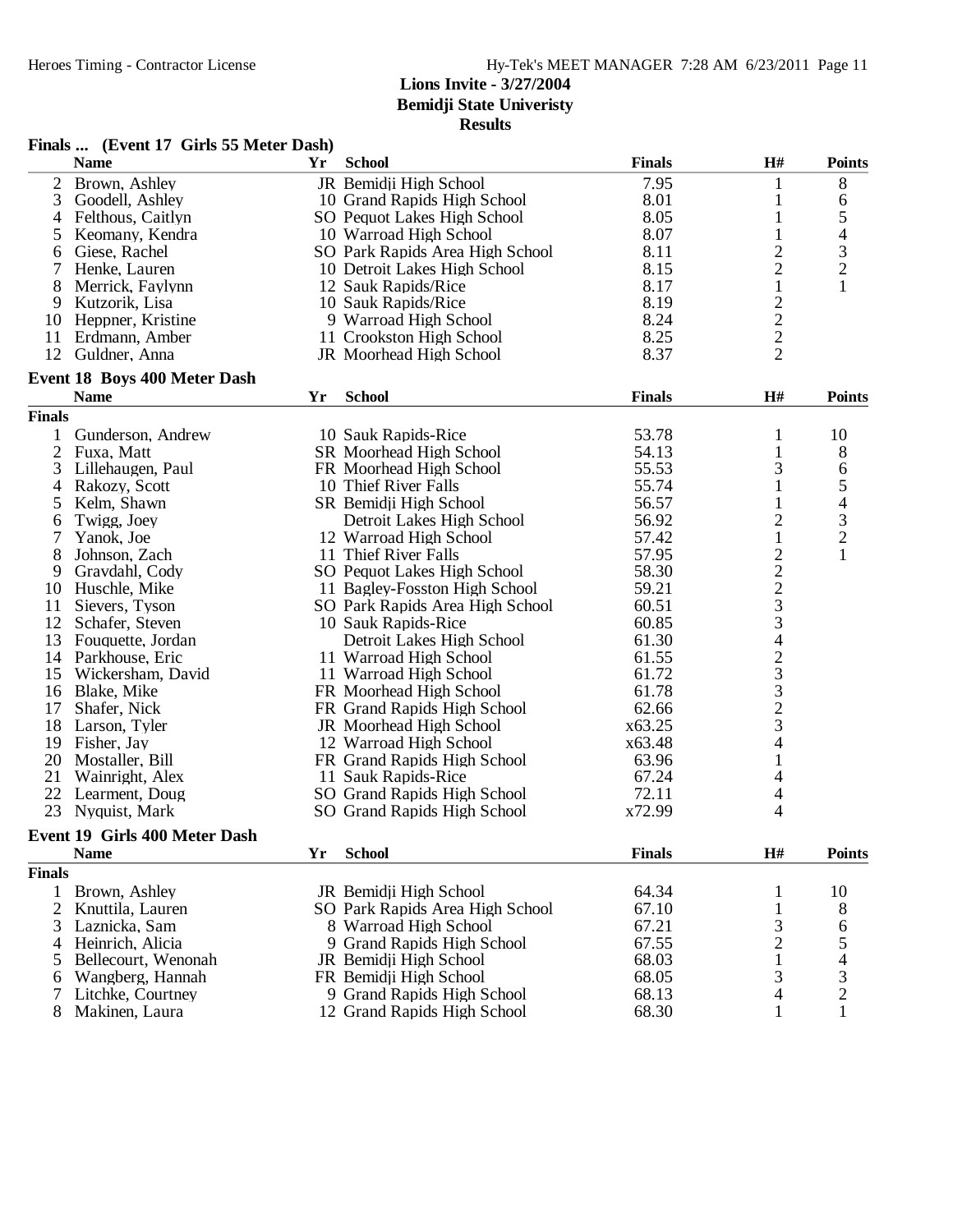## Lions Invite - 3/27/2004
## Bemidji State Univeristy
## Results

### Finals ... (Event 17 Girls 55 Meter Dash)

| | Name | Yr | School | Finals | H# | Points |
|---|---|---|---|---|---|---|
| 2 | Brown, Ashley | JR | Bemidji High School | 7.95 | 1 | 8 |
| 3 | Goodell, Ashley | 10 | Grand Rapids High School | 8.01 | 1 | 6 |
| 4 | Felthous, Caitlyn | SO | Pequot Lakes High School | 8.05 | 1 | 5 |
| 5 | Keomany, Kendra | 10 | Warroad High School | 8.07 | 1 | 4 |
| 6 | Giese, Rachel | SO | Park Rapids Area High School | 8.11 | 2 | 3 |
| 7 | Henke, Lauren | 10 | Detroit Lakes High School | 8.15 | 2 | 2 |
| 8 | Merrick, Faylynn | 12 | Sauk Rapids/Rice | 8.17 | 1 | 1 |
| 9 | Kutzorik, Lisa | 10 | Sauk Rapids/Rice | 8.19 | 2 | |
| 10 | Heppner, Kristine | 9 | Warroad High School | 8.24 | 2 | |
| 11 | Erdmann, Amber | 11 | Crookston High School | 8.25 | 2 | |
| 12 | Guldner, Anna | JR | Moorhead High School | 8.37 | 2 | |

### Event 18 Boys 400 Meter Dash

| | Name | Yr | School | Finals | H# | Points |
|---|---|---|---|---|---|---|
| **Finals** | | | | | | |
| 1 | Gunderson, Andrew | 10 | Sauk Rapids-Rice | 53.78 | 1 | 10 |
| 2 | Fuxa, Matt | SR | Moorhead High School | 54.13 | 1 | 8 |
| 3 | Lillehaugen, Paul | FR | Moorhead High School | 55.53 | 3 | 6 |
| 4 | Rakozy, Scott | 10 | Thief River Falls | 55.74 | 1 | 5 |
| 5 | Kelm, Shawn | SR | Bemidji High School | 56.57 | 1 | 4 |
| 6 | Twigg, Joey | | Detroit Lakes High School | 56.92 | 2 | 3 |
| 7 | Yanok, Joe | 12 | Warroad High School | 57.42 | 1 | 2 |
| 8 | Johnson, Zach | 11 | Thief River Falls | 57.95 | 2 | 1 |
| 9 | Graydahl, Cody | SO | Pequot Lakes High School | 58.30 | 2 | |
| 10 | Huschle, Mike | 11 | Bagley-Fosston High School | 59.21 | 2 | |
| 11 | Sievers, Tyson | SO | Park Rapids Area High School | 60.51 | 3 | |
| 12 | Schafer, Steven | 10 | Sauk Rapids-Rice | 60.85 | 3 | |
| 13 | Fouquette, Jordan | | Detroit Lakes High School | 61.30 | 4 | |
| 14 | Parkhouse, Eric | 11 | Warroad High School | 61.55 | 2 | |
| 15 | Wickersham, David | 11 | Warroad High School | 61.72 | 3 | |
| 16 | Blake, Mike | FR | Moorhead High School | 61.78 | 3 | |
| 17 | Shafer, Nick | FR | Grand Rapids High School | 62.66 | 2 | |
| 18 | Larson, Tyler | JR | Moorhead High School | x63.25 | 3 | |
| 19 | Fisher, Jay | 12 | Warroad High School | x63.48 | 4 | |
| 20 | Mostaller, Bill | FR | Grand Rapids High School | 63.96 | 1 | |
| 21 | Wainright, Alex | 11 | Sauk Rapids-Rice | 67.24 | 4 | |
| 22 | Learment, Doug | SO | Grand Rapids High School | 72.11 | 4 | |
| 23 | Nyquist, Mark | SO | Grand Rapids High School | x72.99 | 4 | |

### Event 19 Girls 400 Meter Dash

| | Name | Yr | School | Finals | H# | Points |
|---|---|---|---|---|---|---|
| **Finals** | | | | | | |
| 1 | Brown, Ashley | JR | Bemidji High School | 64.34 | 1 | 10 |
| 2 | Knuttila, Lauren | SO | Park Rapids Area High School | 67.10 | 1 | 8 |
| 3 | Laznicka, Sam | 8 | Warroad High School | 67.21 | 3 | 6 |
| 4 | Heinrich, Alicia | 9 | Grand Rapids High School | 67.55 | 2 | 5 |
| 5 | Bellecourt, Wenonah | JR | Bemidji High School | 68.03 | 1 | 4 |
| 6 | Wangberg, Hannah | FR | Bemidji High School | 68.05 | 3 | 3 |
| 7 | Litchke, Courtney | 9 | Grand Rapids High School | 68.13 | 4 | 2 |
| 8 | Makinen, Laura | 12 | Grand Rapids High School | 68.30 | 1 | 1 |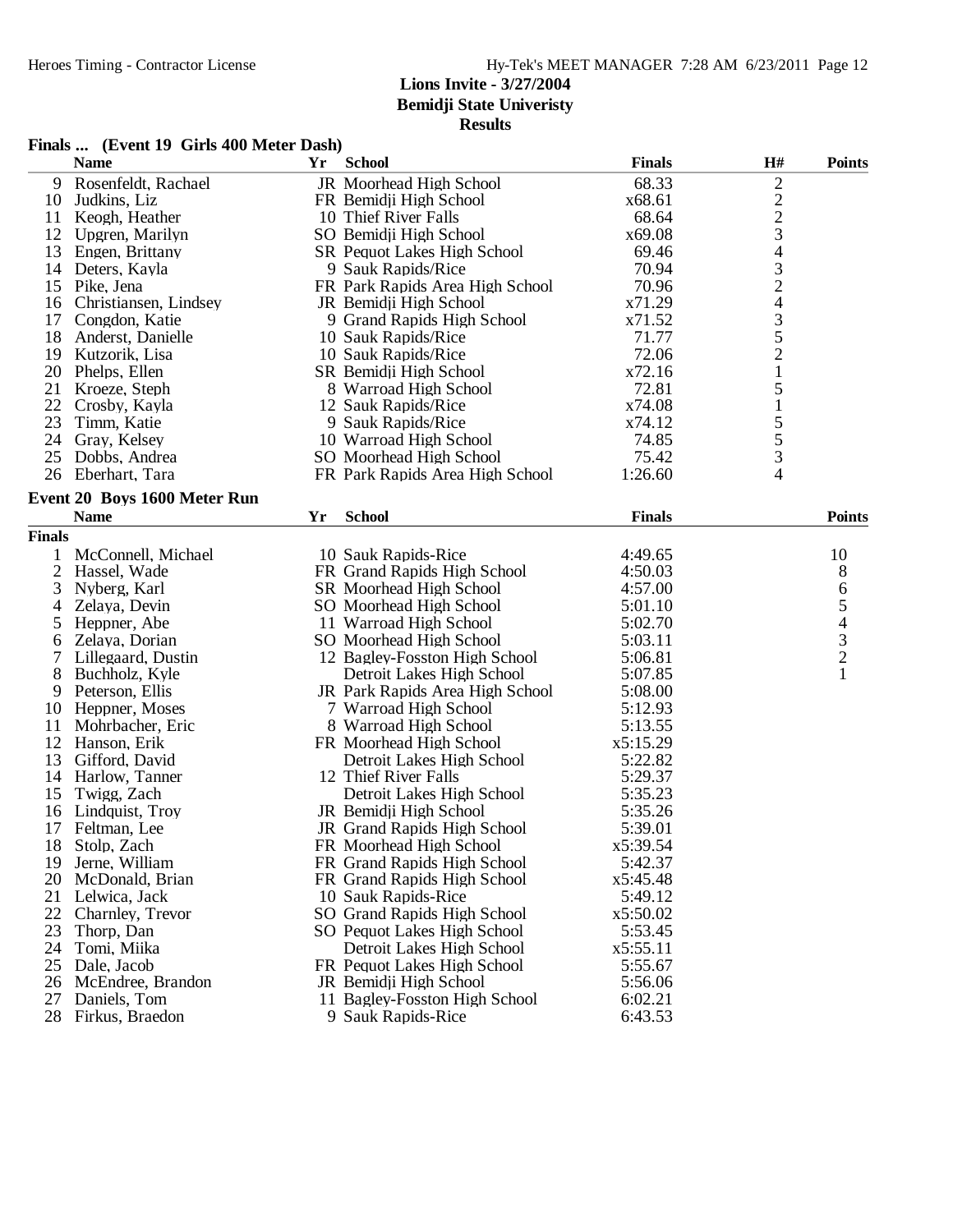**Lions Invite - 3/27/2004**
**Bemidji State Univeristy**
**Results**

### Finals ... (Event 19 Girls 400 Meter Dash)

| | Name | Yr | School | Finals | H# | Points |
|---|---|---|---|---|---|---|
| 9 | Rosenfeldt, Rachael | JR | Moorhead High School | 68.33 | 2 | |
| 10 | Judkins, Liz | FR | Bemidji High School | x68.61 | 2 | |
| 11 | Keogh, Heather | 10 | Thief River Falls | 68.64 | 2 | |
| 12 | Upgren, Marilyn | SO | Bemidji High School | x69.08 | 3 | |
| 13 | Engen, Brittany | SR | Pequot Lakes High School | 69.46 | 4 | |
| 14 | Deters, Kayla | 9 | Sauk Rapids/Rice | 70.94 | 3 | |
| 15 | Pike, Jena | FR | Park Rapids Area High School | 70.96 | 2 | |
| 16 | Christiansen, Lindsey | JR | Bemidji High School | x71.29 | 4 | |
| 17 | Congdon, Katie | 9 | Grand Rapids High School | x71.52 | 3 | |
| 18 | Anderst, Danielle | 10 | Sauk Rapids/Rice | 71.77 | 5 | |
| 19 | Kutzorik, Lisa | 10 | Sauk Rapids/Rice | 72.06 | 2 | |
| 20 | Phelps, Ellen | SR | Bemidji High School | x72.16 | 1 | |
| 21 | Kroeze, Steph | 8 | Warroad High School | 72.81 | 5 | |
| 22 | Crosby, Kayla | 12 | Sauk Rapids/Rice | x74.08 | 1 | |
| 23 | Timm, Katie | 9 | Sauk Rapids/Rice | x74.12 | 5 | |
| 24 | Gray, Kelsey | 10 | Warroad High School | 74.85 | 5 | |
| 25 | Dobbs, Andrea | SO | Moorhead High School | 75.42 | 3 | |
| 26 | Eberhart, Tara | FR | Park Rapids Area High School | 1:26.60 | 4 | |

### Event 20 Boys 1600 Meter Run

**Finals**

| | Name | Yr | School | Finals | Points |
|---|---|---|---|---|---|
| 1 | McConnell, Michael | 10 | Sauk Rapids-Rice | 4:49.65 | 10 |
| 2 | Hassel, Wade | FR | Grand Rapids High School | 4:50.03 | 8 |
| 3 | Nyberg, Karl | SR | Moorhead High School | 4:57.00 | 6 |
| 4 | Zelaya, Devin | SO | Moorhead High School | 5:01.10 | 5 |
| 5 | Heppner, Abe | 11 | Warroad High School | 5:02.70 | 4 |
| 6 | Zelaya, Dorian | SO | Moorhead High School | 5:03.11 | 3 |
| 7 | Lillegaard, Dustin | 12 | Bagley-Fosston High School | 5:06.81 | 2 |
| 8 | Buchholz, Kyle | | Detroit Lakes High School | 5:07.85 | 1 |
| 9 | Peterson, Ellis | JR | Park Rapids Area High School | 5:08.00 | |
| 10 | Heppner, Moses | 7 | Warroad High School | 5:12.93 | |
| 11 | Mohrbacher, Eric | 8 | Warroad High School | 5:13.55 | |
| 12 | Hanson, Erik | FR | Moorhead High School | x5:15.29 | |
| 13 | Gifford, David | | Detroit Lakes High School | 5:22.82 | |
| 14 | Harlow, Tanner | 12 | Thief River Falls | 5:29.37 | |
| 15 | Twigg, Zach | | Detroit Lakes High School | 5:35.23 | |
| 16 | Lindquist, Troy | JR | Bemidji High School | 5:35.26 | |
| 17 | Feltman, Lee | JR | Grand Rapids High School | 5:39.01 | |
| 18 | Stolp, Zach | FR | Moorhead High School | x5:39.54 | |
| 19 | Jerne, William | FR | Grand Rapids High School | 5:42.37 | |
| 20 | McDonald, Brian | FR | Grand Rapids High School | x5:45.48 | |
| 21 | Lelwica, Jack | 10 | Sauk Rapids-Rice | 5:49.12 | |
| 22 | Charnley, Trevor | SO | Grand Rapids High School | x5:50.02 | |
| 23 | Thorp, Dan | SO | Pequot Lakes High School | 5:53.45 | |
| 24 | Tomi, Miika | | Detroit Lakes High School | x5:55.11 | |
| 25 | Dale, Jacob | FR | Pequot Lakes High School | 5:55.67 | |
| 26 | McEndree, Brandon | JR | Bemidji High School | 5:56.06 | |
| 27 | Daniels, Tom | 11 | Bagley-Fosston High School | 6:02.21 | |
| 28 | Firkus, Braedon | 9 | Sauk Rapids-Rice | 6:43.53 | |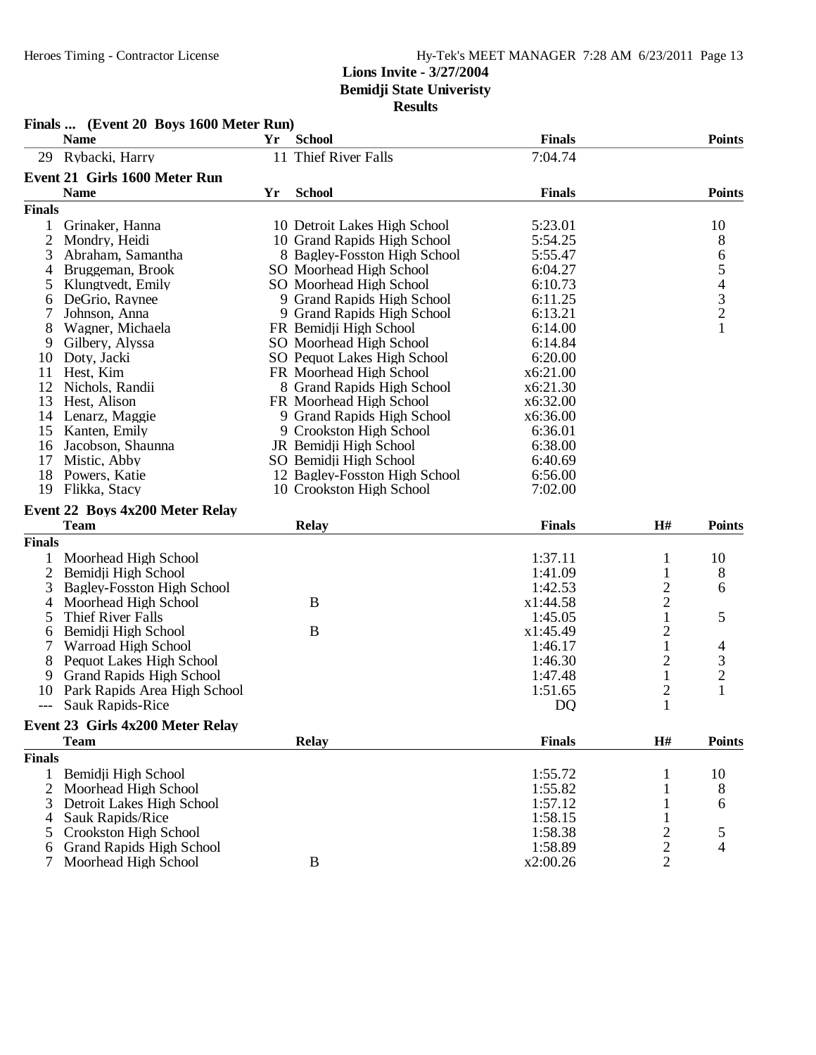Lions Invite - 3/27/2004
Bemidji State Univeristy
Results

### Finals ... (Event 20 Boys 1600 Meter Run)

| | Name | Yr | School | Finals | Points |
|---|---|---|---|---|---|
| 29 | Rybacki, Harry | 11 | Thief River Falls | 7:04.74 | |

### Event 21 Girls 1600 Meter Run

| | Name | Yr | School | Finals | Points |
|---|---|---|---|---|---|
| **Finals** | | | | | |
| 1 | Grinaker, Hanna | 10 | Detroit Lakes High School | 5:23.01 | 10 |
| 2 | Mondry, Heidi | 10 | Grand Rapids High School | 5:54.25 | 8 |
| 3 | Abraham, Samantha | 8 | Bagley-Fosston High School | 5:55.47 | 6 |
| 4 | Bruggeman, Brook | SO | Moorhead High School | 6:04.27 | 5 |
| 5 | Klungtvedt, Emily | SO | Moorhead High School | 6:10.73 | 4 |
| 6 | DeGrio, Raynee | 9 | Grand Rapids High School | 6:11.25 | 3 |
| 7 | Johnson, Anna | 9 | Grand Rapids High School | 6:13.21 | 2 |
| 8 | Wagner, Michaela | FR | Bemidji High School | 6:14.00 | 1 |
| 9 | Gilbery, Alyssa | SO | Moorhead High School | 6:14.84 | |
| 10 | Doty, Jacki | SO | Pequot Lakes High School | 6:20.00 | |
| 11 | Hest, Kim | FR | Moorhead High School | x6:21.00 | |
| 12 | Nichols, Randii | 8 | Grand Rapids High School | x6:21.30 | |
| 13 | Hest, Alison | FR | Moorhead High School | x6:32.00 | |
| 14 | Lenarz, Maggie | 9 | Grand Rapids High School | x6:36.00 | |
| 15 | Kanten, Emily | 9 | Crookston High School | 6:36.01 | |
| 16 | Jacobson, Shaunna | JR | Bemidji High School | 6:38.00 | |
| 17 | Mistic, Abby | SO | Bemidji High School | 6:40.69 | |
| 18 | Powers, Katie | 12 | Bagley-Fosston High School | 6:56.00 | |
| 19 | Flikka, Stacy | 10 | Crookston High School | 7:02.00 | |

### Event 22 Boys 4x200 Meter Relay

| | Team | Relay | Finals | H# | Points |
|---|---|---|---|---|---|
| **Finals** | | | | | |
| 1 | Moorhead High School | | 1:37.11 | 1 | 10 |
| 2 | Bemidji High School | | 1:41.09 | 1 | 8 |
| 3 | Bagley-Fosston High School | | 1:42.53 | 2 | 6 |
| 4 | Moorhead High School | B | x1:44.58 | 2 | |
| 5 | Thief River Falls | | 1:45.05 | 1 | 5 |
| 6 | Bemidji High School | B | x1:45.49 | 2 | |
| 7 | Warroad High School | | 1:46.17 | 1 | 4 |
| 8 | Pequot Lakes High School | | 1:46.30 | 2 | 3 |
| 9 | Grand Rapids High School | | 1:47.48 | 1 | 2 |
| 10 | Park Rapids Area High School | | 1:51.65 | 2 | 1 |
| --- | Sauk Rapids-Rice | | DQ | 1 | |

### Event 23 Girls 4x200 Meter Relay

| | Team | Relay | Finals | H# | Points |
|---|---|---|---|---|---|
| **Finals** | | | | | |
| 1 | Bemidji High School | | 1:55.72 | 1 | 10 |
| 2 | Moorhead High School | | 1:55.82 | 1 | 8 |
| 3 | Detroit Lakes High School | | 1:57.12 | 1 | 6 |
| 4 | Sauk Rapids/Rice | | 1:58.15 | 1 | |
| 5 | Crookston High School | | 1:58.38 | 2 | 5 |
| 6 | Grand Rapids High School | | 1:58.89 | 2 | 4 |
| 7 | Moorhead High School | B | x2:00.26 | 2 | |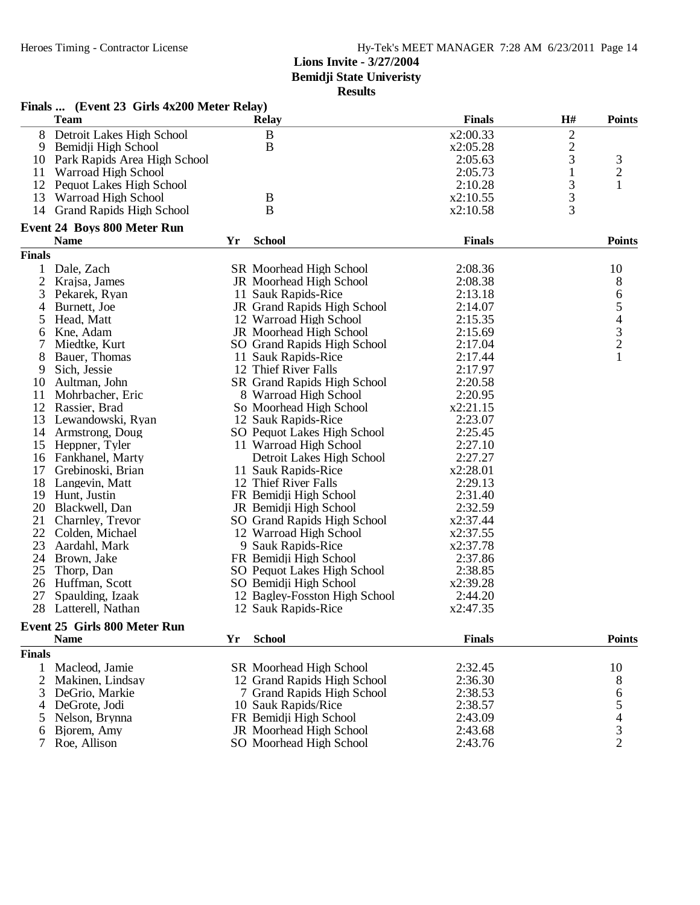**Lions Invite - 3/27/2004**
**Bemidji State Univeristy**
**Results**

### Finals ... (Event 23 Girls 4x200 Meter Relay)

| | Team | Relay | Finals | H# | Points |
|---|---|---|---|---|---|
| 8 | Detroit Lakes High School | B | x2:00.33 | 2 | |
| 9 | Bemidji High School | B | x2:05.28 | 2 | |
| 10 | Park Rapids Area High School | | 2:05.63 | 3 | 3 |
| 11 | Warroad High School | | 2:05.73 | 1 | 2 |
| 12 | Pequot Lakes High School | | 2:10.28 | 3 | 1 |
| 13 | Warroad High School | B | x2:10.55 | 3 | |
| 14 | Grand Rapids High School | B | x2:10.58 | 3 | |

### Event 24 Boys 800 Meter Run

| | Name | Yr | School | Finals | Points |
|---|---|---|---|---|---|
| **Finals** | | | | | |
| 1 | Dale, Zach | SR | Moorhead High School | 2:08.36 | 10 |
| 2 | Krajsa, James | JR | Moorhead High School | 2:08.38 | 8 |
| 3 | Pekarek, Ryan | 11 | Sauk Rapids-Rice | 2:13.18 | 6 |
| 4 | Burnett, Joe | JR | Grand Rapids High School | 2:14.07 | 5 |
| 5 | Head, Matt | 12 | Warroad High School | 2:15.35 | 4 |
| 6 | Kne, Adam | JR | Moorhead High School | 2:15.69 | 3 |
| 7 | Miedtke, Kurt | SO | Grand Rapids High School | 2:17.04 | 2 |
| 8 | Bauer, Thomas | 11 | Sauk Rapids-Rice | 2:17.44 | 1 |
| 9 | Sich, Jessie | 12 | Thief River Falls | 2:17.97 | |
| 10 | Aultman, John | SR | Grand Rapids High School | 2:20.58 | |
| 11 | Mohrbacher, Eric | 8 | Warroad High School | 2:20.95 | |
| 12 | Rassier, Brad | So | Moorhead High School | x2:21.15 | |
| 13 | Lewandowski, Ryan | 12 | Sauk Rapids-Rice | 2:23.07 | |
| 14 | Armstrong, Doug | SO | Pequot Lakes High School | 2:25.45 | |
| 15 | Heppner, Tyler | 11 | Warroad High School | 2:27.10 | |
| 16 | Fankhanel, Marty | | Detroit Lakes High School | 2:27.27 | |
| 17 | Grebinoski, Brian | 11 | Sauk Rapids-Rice | x2:28.01 | |
| 18 | Langevin, Matt | 12 | Thief River Falls | 2:29.13 | |
| 19 | Hunt, Justin | FR | Bemidji High School | 2:31.40 | |
| 20 | Blackwell, Dan | JR | Bemidji High School | 2:32.59 | |
| 21 | Charnley, Trevor | SO | Grand Rapids High School | x2:37.44 | |
| 22 | Colden, Michael | 12 | Warroad High School | x2:37.55 | |
| 23 | Aardahl, Mark | 9 | Sauk Rapids-Rice | x2:37.78 | |
| 24 | Brown, Jake | FR | Bemidji High School | 2:37.86 | |
| 25 | Thorp, Dan | SO | Pequot Lakes High School | 2:38.85 | |
| 26 | Huffman, Scott | SO | Bemidji High School | x2:39.28 | |
| 27 | Spaulding, Izaak | 12 | Bagley-Fosston High School | 2:44.20 | |
| 28 | Latterell, Nathan | 12 | Sauk Rapids-Rice | x2:47.35 | |

### Event 25 Girls 800 Meter Run

| | Name | Yr | School | Finals | Points |
|---|---|---|---|---|---|
| **Finals** | | | | | |
| 1 | Macleod, Jamie | SR | Moorhead High School | 2:32.45 | 10 |
| 2 | Makinen, Lindsay | 12 | Grand Rapids High School | 2:36.30 | 8 |
| 3 | DeGrio, Markie | 7 | Grand Rapids High School | 2:38.53 | 6 |
| 4 | DeGrote, Jodi | 10 | Sauk Rapids/Rice | 2:38.57 | 5 |
| 5 | Nelson, Brynna | FR | Bemidji High School | 2:43.09 | 4 |
| 6 | Bjorem, Amy | JR | Moorhead High School | 2:43.68 | 3 |
| 7 | Roe, Allison | SO | Moorhead High School | 2:43.76 | 2 |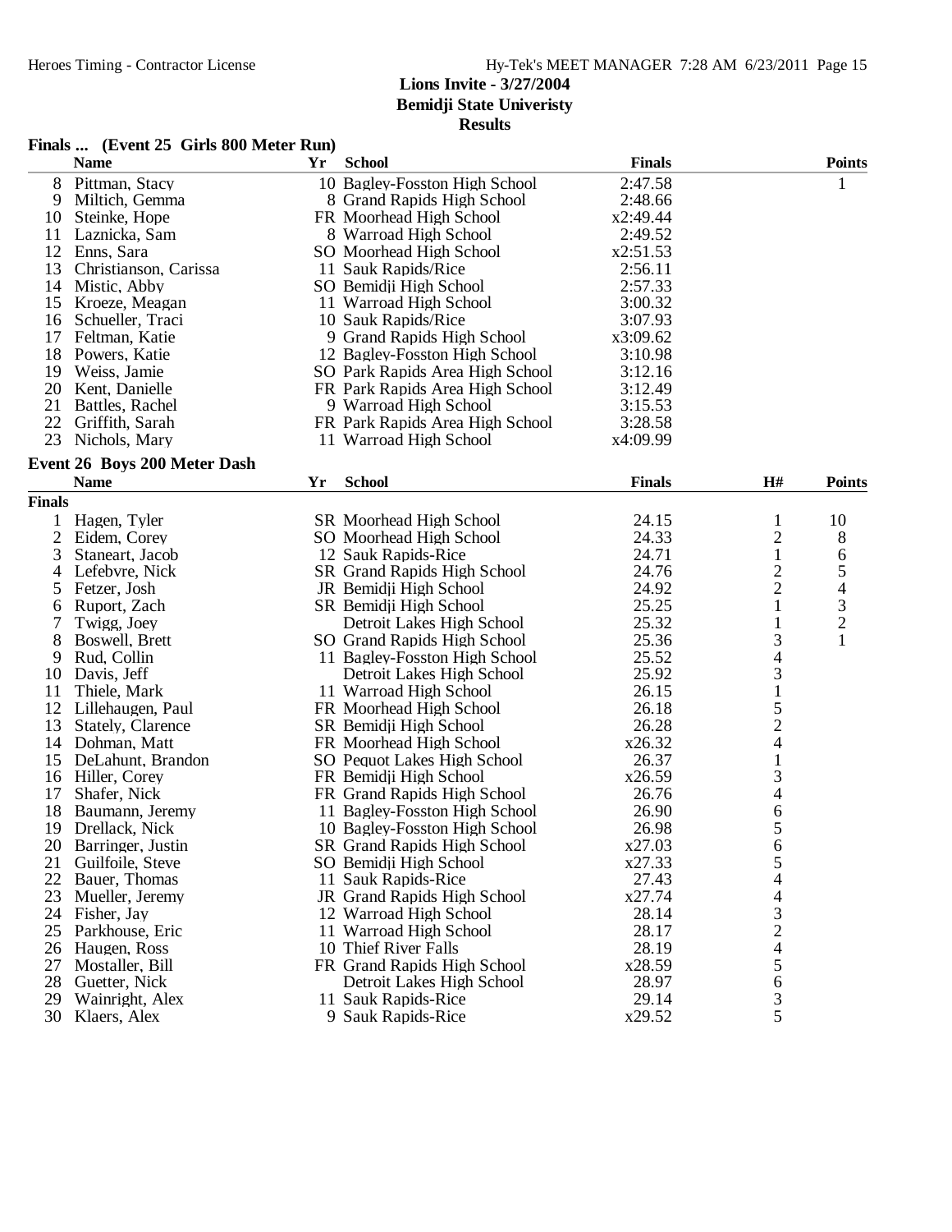**Lions Invite - 3/27/2004**
**Bemidji State Univeristy**
**Results**

### Finals ... (Event 25 Girls 800 Meter Run)

| | Name | Yr | School | Finals | Points |
|---|---|---|---|---|---|
| 8 | Pittman, Stacy | 10 | Bagley-Fosston High School | 2:47.58 | 1 |
| 9 | Miltich, Gemma | 8 | Grand Rapids High School | 2:48.66 | |
| 10 | Steinke, Hope | FR | Moorhead High School | x2:49.44 | |
| 11 | Laznicka, Sam | 8 | Warroad High School | 2:49.52 | |
| 12 | Enns, Sara | SO | Moorhead High School | x2:51.53 | |
| 13 | Christianson, Carissa | 11 | Sauk Rapids/Rice | 2:56.11 | |
| 14 | Mistic, Abby | SO | Bemidji High School | 2:57.33 | |
| 15 | Kroeze, Meagan | 11 | Warroad High School | 3:00.32 | |
| 16 | Schueller, Traci | 10 | Sauk Rapids/Rice | 3:07.93 | |
| 17 | Feltman, Katie | 9 | Grand Rapids High School | x3:09.62 | |
| 18 | Powers, Katie | 12 | Bagley-Fosston High School | 3:10.98 | |
| 19 | Weiss, Jamie | SO | Park Rapids Area High School | 3:12.16 | |
| 20 | Kent, Danielle | FR | Park Rapids Area High School | 3:12.49 | |
| 21 | Battles, Rachel | 9 | Warroad High School | 3:15.53 | |
| 22 | Griffith, Sarah | FR | Park Rapids Area High School | 3:28.58 | |
| 23 | Nichols, Mary | 11 | Warroad High School | x4:09.99 | |

### Event 26 Boys 200 Meter Dash

| | Name | Yr | School | Finals | H# | Points |
|---|---|---|---|---|---|---|
| **Finals** | | | | | | |
| 1 | Hagen, Tyler | SR | Moorhead High School | 24.15 | 1 | 10 |
| 2 | Eidem, Corey | SO | Moorhead High School | 24.33 | 2 | 8 |
| 3 | Staneart, Jacob | 12 | Sauk Rapids-Rice | 24.71 | 1 | 6 |
| 4 | Lefebvre, Nick | SR | Grand Rapids High School | 24.76 | 2 | 5 |
| 5 | Fetzer, Josh | JR | Bemidji High School | 24.92 | 2 | 4 |
| 6 | Ruport, Zach | SR | Bemidji High School | 25.25 | 1 | 3 |
| 7 | Twigg, Joey | | Detroit Lakes High School | 25.32 | 1 | 2 |
| 8 | Boswell, Brett | SO | Grand Rapids High School | 25.36 | 3 | 1 |
| 9 | Rud, Collin | 11 | Bagley-Fosston High School | 25.52 | 4 | |
| 10 | Davis, Jeff | | Detroit Lakes High School | 25.92 | 3 | |
| 11 | Thiele, Mark | 11 | Warroad High School | 26.15 | 1 | |
| 12 | Lillehaugen, Paul | FR | Moorhead High School | 26.18 | 5 | |
| 13 | Stately, Clarence | SR | Bemidji High School | 26.28 | 2 | |
| 14 | Dohman, Matt | FR | Moorhead High School | x26.32 | 4 | |
| 15 | DeLahunt, Brandon | SO | Pequot Lakes High School | 26.37 | 1 | |
| 16 | Hiller, Corey | FR | Bemidji High School | x26.59 | 3 | |
| 17 | Shafer, Nick | FR | Grand Rapids High School | 26.76 | 4 | |
| 18 | Baumann, Jeremy | 11 | Bagley-Fosston High School | 26.90 | 6 | |
| 19 | Drellack, Nick | 10 | Bagley-Fosston High School | 26.98 | 5 | |
| 20 | Barringer, Justin | SR | Grand Rapids High School | x27.03 | 6 | |
| 21 | Guilfoile, Steve | SO | Bemidji High School | x27.33 | 5 | |
| 22 | Bauer, Thomas | 11 | Sauk Rapids-Rice | 27.43 | 4 | |
| 23 | Mueller, Jeremy | JR | Grand Rapids High School | x27.74 | 4 | |
| 24 | Fisher, Jay | 12 | Warroad High School | 28.14 | 3 | |
| 25 | Parkhouse, Eric | 11 | Warroad High School | 28.17 | 2 | |
| 26 | Haugen, Ross | 10 | Thief River Falls | 28.19 | 4 | |
| 27 | Mostaller, Bill | FR | Grand Rapids High School | x28.59 | 5 | |
| 28 | Guetter, Nick | | Detroit Lakes High School | 28.97 | 6 | |
| 29 | Wainright, Alex | 11 | Sauk Rapids-Rice | 29.14 | 3 | |
| 30 | Klaers, Alex | 9 | Sauk Rapids-Rice | x29.52 | 5 | |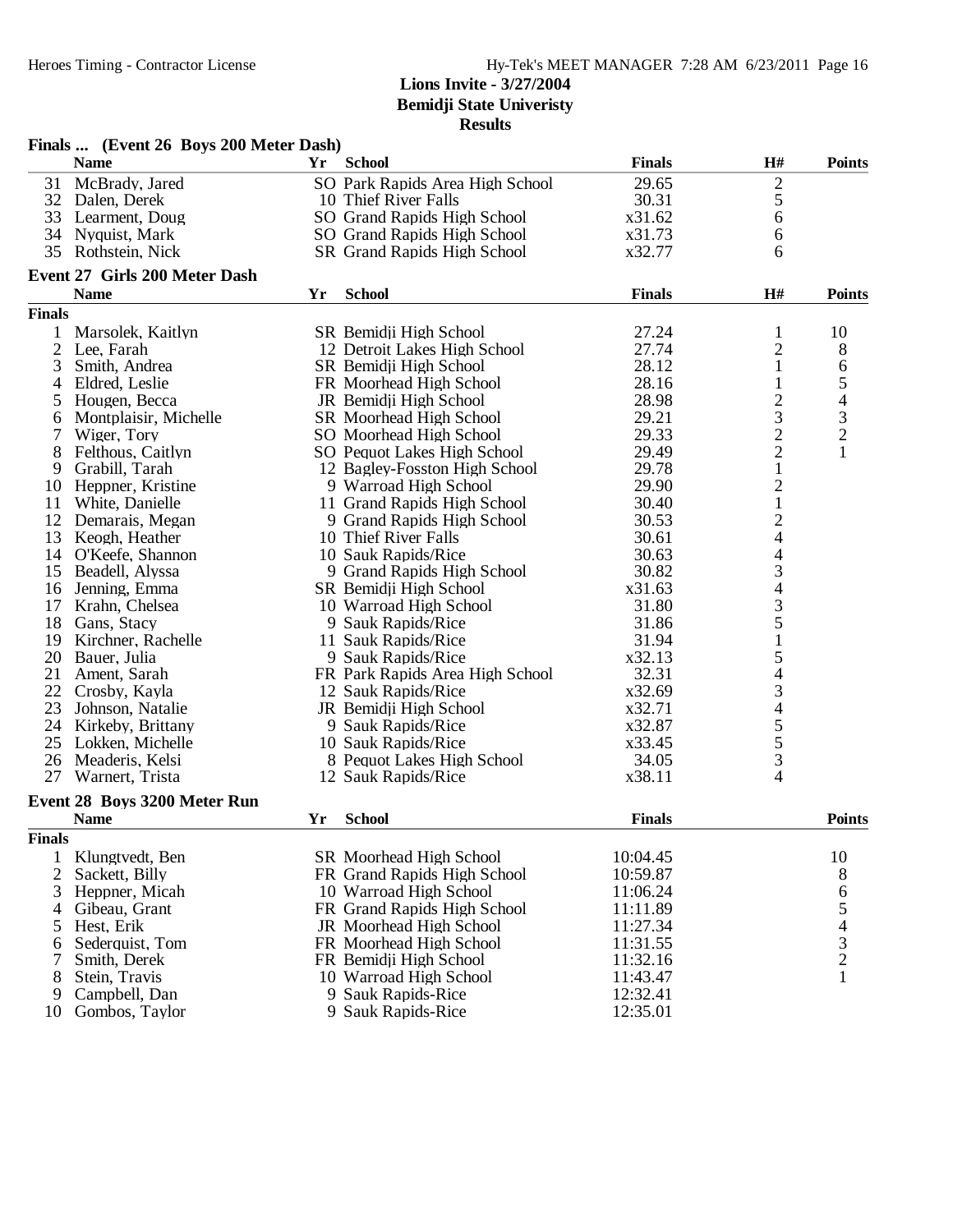Lions Invite - 3/27/2004
Bemidji State Univeristy
Results

## Finals ... (Event 26 Boys 200 Meter Dash)

| | Name | Yr | School | Finals | H# | Points |
|---|---|---|---|---|---|---|
| 31 | McBrady, Jared | SO | Park Rapids Area High School | 29.65 | 2 | |
| 32 | Dalen, Derek | 10 | Thief River Falls | 30.31 | 5 | |
| 33 | Learment, Doug | SO | Grand Rapids High School | x31.62 | 6 | |
| 34 | Nyquist, Mark | SO | Grand Rapids High School | x31.73 | 6 | |
| 35 | Rothstein, Nick | SR | Grand Rapids High School | x32.77 | 6 | |

## Event 27 Girls 200 Meter Dash

**Finals**

| | Name | Yr | School | Finals | H# | Points |
|---|---|---|---|---|---|---|
| 1 | Marsolek, Kaitlyn | SR | Bemidji High School | 27.24 | 1 | 10 |
| 2 | Lee, Farah | 12 | Detroit Lakes High School | 27.74 | 2 | 8 |
| 3 | Smith, Andrea | SR | Bemidji High School | 28.12 | 1 | 6 |
| 4 | Eldred, Leslie | FR | Moorhead High School | 28.16 | 1 | 5 |
| 5 | Hougen, Becca | JR | Bemidji High School | 28.98 | 2 | 4 |
| 6 | Montplaisir, Michelle | SR | Moorhead High School | 29.21 | 3 | 3 |
| 7 | Wiger, Tory | SO | Moorhead High School | 29.33 | 2 | 2 |
| 8 | Felthous, Caitlyn | SO | Pequot Lakes High School | 29.49 | 2 | 1 |
| 9 | Grabill, Tarah | 12 | Bagley-Fosston High School | 29.78 | 1 | |
| 10 | Heppner, Kristine | 9 | Warroad High School | 29.90 | 2 | |
| 11 | White, Danielle | 11 | Grand Rapids High School | 30.40 | 1 | |
| 12 | Demarais, Megan | 9 | Grand Rapids High School | 30.53 | 2 | |
| 13 | Keogh, Heather | 10 | Thief River Falls | 30.61 | 4 | |
| 14 | O'Keefe, Shannon | 10 | Sauk Rapids/Rice | 30.63 | 4 | |
| 15 | Beadell, Alyssa | 9 | Grand Rapids High School | 30.82 | 3 | |
| 16 | Jenning, Emma | SR | Bemidji High School | x31.63 | 4 | |
| 17 | Krahn, Chelsea | 10 | Warroad High School | 31.80 | 3 | |
| 18 | Gans, Stacy | 9 | Sauk Rapids/Rice | 31.86 | 5 | |
| 19 | Kirchner, Rachelle | 11 | Sauk Rapids/Rice | 31.94 | 1 | |
| 20 | Bauer, Julia | 9 | Sauk Rapids/Rice | x32.13 | 5 | |
| 21 | Ament, Sarah | FR | Park Rapids Area High School | 32.31 | 4 | |
| 22 | Crosby, Kayla | 12 | Sauk Rapids/Rice | x32.69 | 3 | |
| 23 | Johnson, Natalie | JR | Bemidji High School | x32.71 | 4 | |
| 24 | Kirkeby, Brittany | 9 | Sauk Rapids/Rice | x32.87 | 5 | |
| 25 | Lokken, Michelle | 10 | Sauk Rapids/Rice | x33.45 | 5 | |
| 26 | Meaderis, Kelsi | 8 | Pequot Lakes High School | 34.05 | 3 | |
| 27 | Warnert, Trista | 12 | Sauk Rapids/Rice | x38.11 | 4 | |

## Event 28 Boys 3200 Meter Run

**Finals**

| | Name | Yr | School | Finals | Points |
|---|---|---|---|---|---|
| 1 | Klungtvedt, Ben | SR | Moorhead High School | 10:04.45 | 10 |
| 2 | Sackett, Billy | FR | Grand Rapids High School | 10:59.87 | 8 |
| 3 | Heppner, Micah | 10 | Warroad High School | 11:06.24 | 6 |
| 4 | Gibeau, Grant | FR | Grand Rapids High School | 11:11.89 | 5 |
| 5 | Hest, Erik | JR | Moorhead High School | 11:27.34 | 4 |
| 6 | Sederquist, Tom | FR | Moorhead High School | 11:31.55 | 3 |
| 7 | Smith, Derek | FR | Bemidji High School | 11:32.16 | 2 |
| 8 | Stein, Travis | 10 | Warroad High School | 11:43.47 | 1 |
| 9 | Campbell, Dan | 9 | Sauk Rapids-Rice | 12:32.41 | |
| 10 | Gombos, Taylor | 9 | Sauk Rapids-Rice | 12:35.01 | |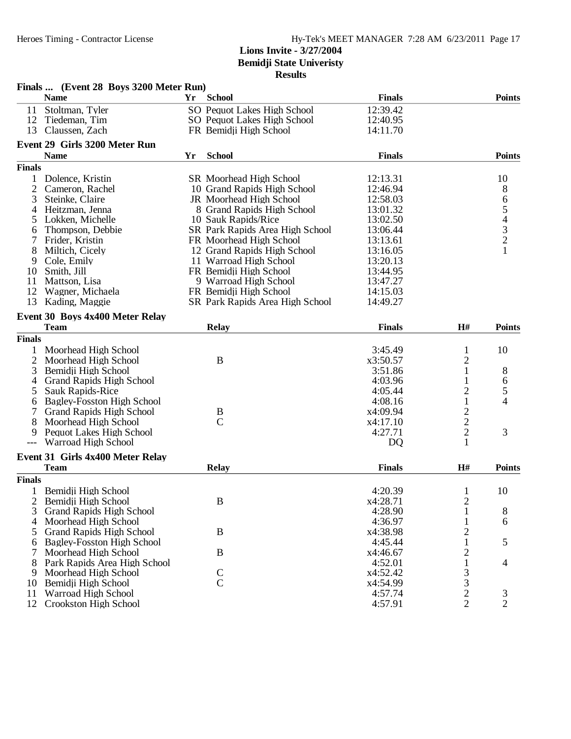# Lions Invite - 3/27/2004

## Bemidji State Univeristy

### Results

**Finals ... (Event 28 Boys 3200 Meter Run)**

| | Name | Yr | School | Finals | Points |
|---|---|---|---|---|---|
| 11 | Stoltman, Tyler | SO | Pequot Lakes High School | 12:39.42 | |
| 12 | Tiedeman, Tim | SO | Pequot Lakes High School | 12:40.95 | |
| 13 | Claussen, Zach | FR | Bemidji High School | 14:11.70 | |

**Event 29 Girls 3200 Meter Run**

| | Name | Yr | School | Finals | Points |
|---|---|---|---|---|---|
| **Finals** | | | | | |
| 1 | Dolence, Kristin | SR | Moorhead High School | 12:13.31 | 10 |
| 2 | Cameron, Rachel | 10 | Grand Rapids High School | 12:46.94 | 8 |
| 3 | Steinke, Claire | JR | Moorhead High School | 12:58.03 | 6 |
| 4 | Heitzman, Jenna | 8 | Grand Rapids High School | 13:01.32 | 5 |
| 5 | Lokken, Michelle | 10 | Sauk Rapids/Rice | 13:02.50 | 4 |
| 6 | Thompson, Debbie | SR | Park Rapids Area High School | 13:06.44 | 3 |
| 7 | Frider, Kristin | FR | Moorhead High School | 13:13.61 | 2 |
| 8 | Miltich, Cicely | 12 | Grand Rapids High School | 13:16.05 | 1 |
| 9 | Cole, Emily | 11 | Warroad High School | 13:20.13 | |
| 10 | Smith, Jill | FR | Bemidji High School | 13:44.95 | |
| 11 | Mattson, Lisa | 9 | Warroad High School | 13:47.27 | |
| 12 | Wagner, Michaela | FR | Bemidji High School | 14:15.03 | |
| 13 | Kading, Maggie | SR | Park Rapids Area High School | 14:49.27 | |

**Event 30 Boys 4x400 Meter Relay**

| | Team | Relay | Finals | H# | Points |
|---|---|---|---|---|---|
| **Finals** | | | | | |
| 1 | Moorhead High School | | 3:45.49 | 1 | 10 |
| 2 | Moorhead High School | B | x3:50.57 | 2 | |
| 3 | Bemidji High School | | 3:51.86 | 1 | 8 |
| 4 | Grand Rapids High School | | 4:03.96 | 1 | 6 |
| 5 | Sauk Rapids-Rice | | 4:05.44 | 2 | 5 |
| 6 | Bagley-Fosston High School | | 4:08.16 | 1 | 4 |
| 7 | Grand Rapids High School | B | x4:09.94 | 2 | |
| 8 | Moorhead High School | C | x4:17.10 | 2 | |
| 9 | Pequot Lakes High School | | 4:27.71 | 2 | 3 |
| --- | Warroad High School | | DQ | 1 | |

**Event 31 Girls 4x400 Meter Relay**

| | Team | Relay | Finals | H# | Points |
|---|---|---|---|---|---|
| **Finals** | | | | | |
| 1 | Bemidji High School | | 4:20.39 | 1 | 10 |
| 2 | Bemidji High School | B | x4:28.71 | 2 | |
| 3 | Grand Rapids High School | | 4:28.90 | 1 | 8 |
| 4 | Moorhead High School | | 4:36.97 | 1 | 6 |
| 5 | Grand Rapids High School | B | x4:38.98 | 2 | |
| 6 | Bagley-Fosston High School | | 4:45.44 | 1 | 5 |
| 7 | Moorhead High School | B | x4:46.67 | 2 | |
| 8 | Park Rapids Area High School | | 4:52.01 | 1 | 4 |
| 9 | Moorhead High School | C | x4:52.42 | 3 | |
| 10 | Bemidji High School | C | x4:54.99 | 3 | |
| 11 | Warroad High School | | 4:57.74 | 2 | 3 |
| 12 | Crookston High School | | 4:57.91 | 2 | 2 |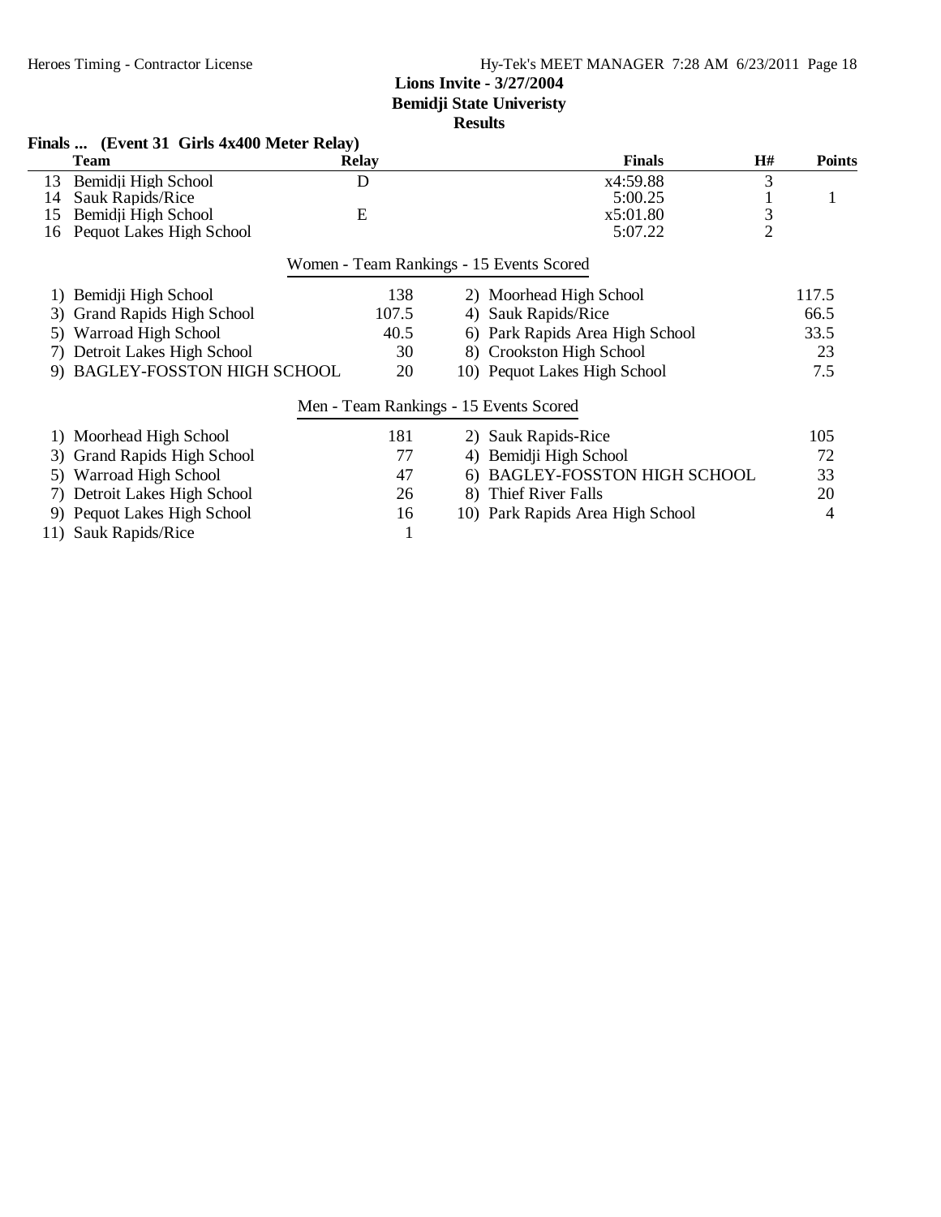## Lions Invite - 3/27/2004
## Bemidji State Univeristy
## Results

### Finals ... (Event 31 Girls 4x400 Meter Relay)

| | Team | Relay | Finals | H# | Points |
|---|---|---|---|---|---|
| 13 | Bemidji High School | D | x4:59.88 | 3 | |
| 14 | Sauk Rapids/Rice | | 5:00.25 | 1 | 1 |
| 15 | Bemidji High School | E | x5:01.80 | 3 | |
| 16 | Pequot Lakes High School | | 5:07.22 | 2 | |

### Women - Team Rankings - 15 Events Scored

| | | | | |
|---|---|---|---|---|
| 1) Bemidji High School | 138 | | 2) Moorhead High School | 117.5 |
| 3) Grand Rapids High School | 107.5 | | 4) Sauk Rapids/Rice | 66.5 |
| 5) Warroad High School | 40.5 | | 6) Park Rapids Area High School | 33.5 |
| 7) Detroit Lakes High School | 30 | | 8) Crookston High School | 23 |
| 9) BAGLEY-FOSSTON HIGH SCHOOL | 20 | | 10) Pequot Lakes High School | 7.5 |

### Men - Team Rankings - 15 Events Scored

| | | | | |
|---|---|---|---|---|
| 1) Moorhead High School | 181 | | 2) Sauk Rapids-Rice | 105 |
| 3) Grand Rapids High School | 77 | | 4) Bemidji High School | 72 |
| 5) Warroad High School | 47 | | 6) BAGLEY-FOSSTON HIGH SCHOOL | 33 |
| 7) Detroit Lakes High School | 26 | | 8) Thief River Falls | 20 |
| 9) Pequot Lakes High School | 16 | | 10) Park Rapids Area High School | 4 |
| 11) Sauk Rapids/Rice | 1 | | | |